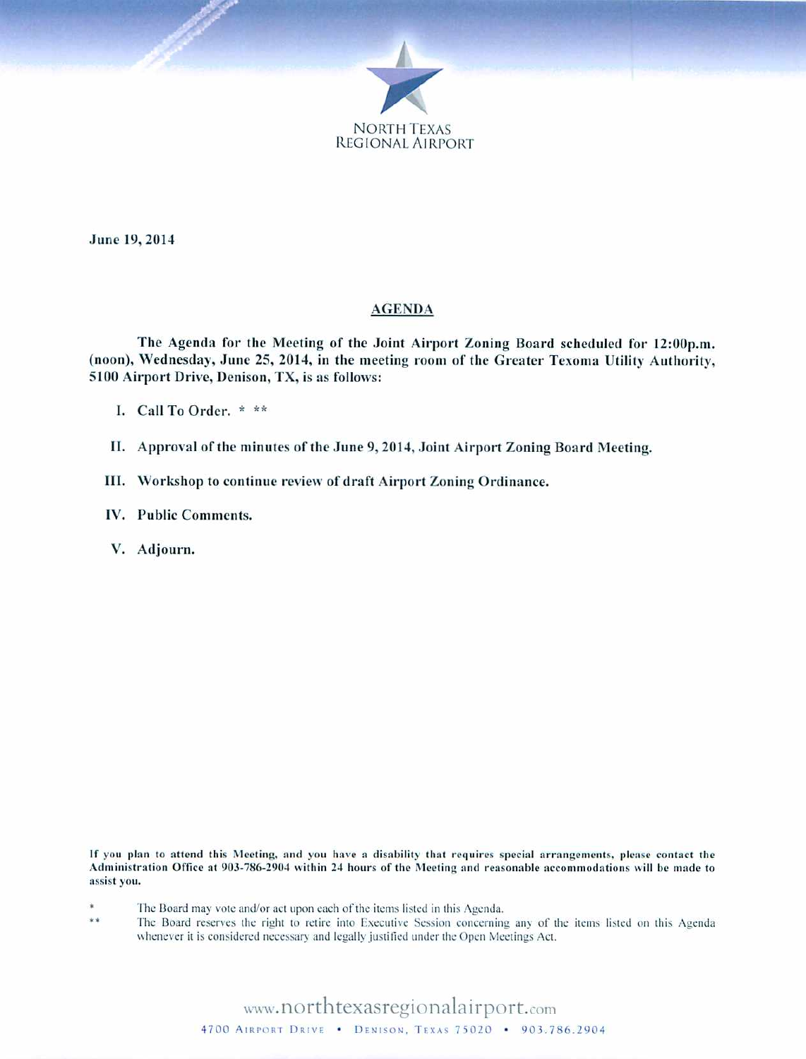NORTH TEXAS
REGIONAL AIRPORT

June 19, 2014

## AGENDA

**The Agenda for the Meeting of the Joint Airport Zoning Board scheduled for 12:00p.m. (noon), Wednesday, June 25, 2014, in the meeting room of the Greater Texoma Utility Authority, 5100 Airport Drive, Denison, TX, is as follows:**

- **I. Call To Order. * ****
- **II. Approval of the minutes of the June 9, 2014, Joint Airport Zoning Board Meeting.**
- **III. Workshop to continue review of draft Airport Zoning Ordinance.**
- **IV. Public Comments.**
- **V. Adjourn.**

**If you plan to attend this Meeting, and you have a disability that requires special arrangements, please contact the Administration Office at 903-786-2904 within 24 hours of the Meeting and reasonable accommodations will be made to assist you.**

\* The Board may vote and/or act upon each of the items listed in this Agenda.

\** The Board reserves the right to retire into Executive Session concerning any of the items listed on this Agenda whenever it is considered necessary and legally justified under the Open Meetings Act.

www.northtexasregionalairport.com

4700 Airport Drive • Denison, Texas 75020 • 903.786.2904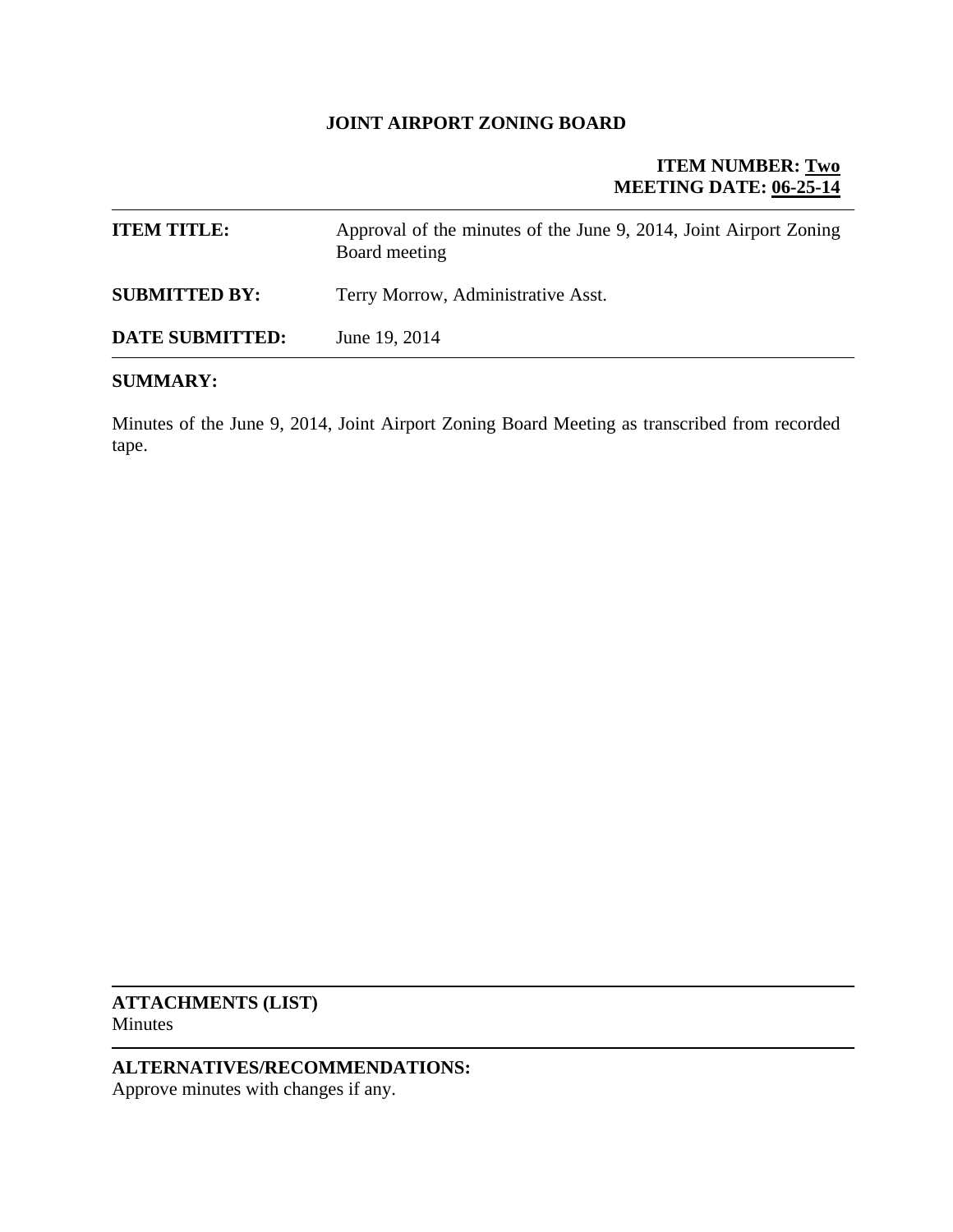**JOINT AIRPORT ZONING BOARD**

**ITEM NUMBER: <u>Two</u>**
**MEETING DATE: <u>06-25-14</u>**

| | |
|---|---|
| **ITEM TITLE:** | Approval of the minutes of the June 9, 2014, Joint Airport Zoning Board meeting |
| **SUBMITTED BY:** | Terry Morrow, Administrative Asst. |
| **DATE SUBMITTED:** | June 19, 2014 |

**SUMMARY:**

Minutes of the June 9, 2014, Joint Airport Zoning Board Meeting as transcribed from recorded tape.

---

**ATTACHMENTS (LIST)**
Minutes

---

**ALTERNATIVES/RECOMMENDATIONS:**
Approve minutes with changes if any.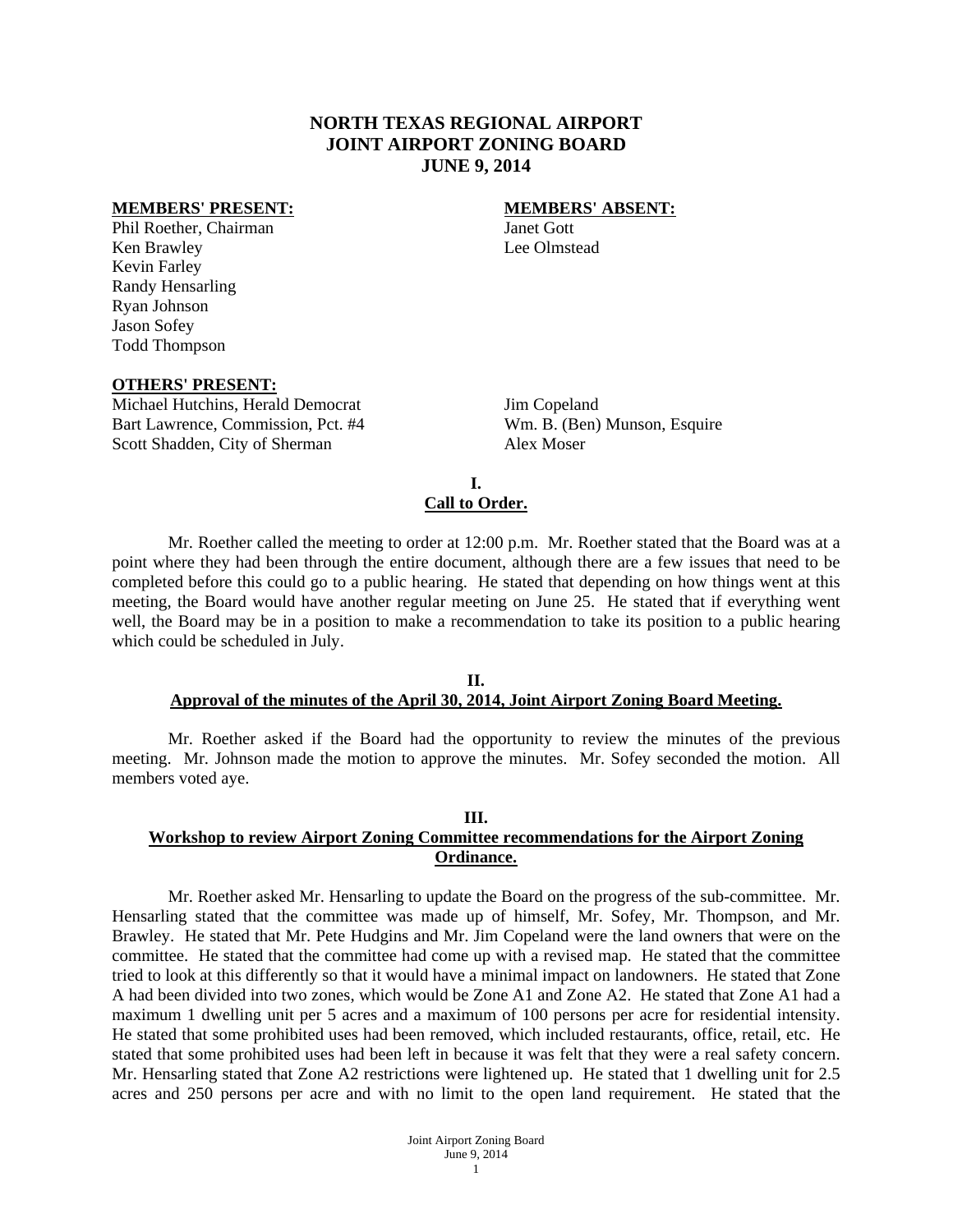# NORTH TEXAS REGIONAL AIRPORT
# JOINT AIRPORT ZONING BOARD
# JUNE 9, 2014

**MEMBERS' PRESENT:**
Phil Roether, Chairman
Ken Brawley
Kevin Farley
Randy Hensarling
Ryan Johnson
Jason Sofey
Todd Thompson

**MEMBERS' ABSENT:**
Janet Gott
Lee Olmstead

**OTHERS' PRESENT:**
Michael Hutchins, Herald Democrat
Bart Lawrence, Commission, Pct. #4
Scott Shadden, City of Sherman
Jim Copeland
Wm. B. (Ben) Munson, Esquire
Alex Moser

## I.
## Call to Order.

Mr. Roether called the meeting to order at 12:00 p.m. Mr. Roether stated that the Board was at a point where they had been through the entire document, although there are a few issues that need to be completed before this could go to a public hearing. He stated that depending on how things went at this meeting, the Board would have another regular meeting on June 25. He stated that if everything went well, the Board may be in a position to make a recommendation to take its position to a public hearing which could be scheduled in July.

## II.
## Approval of the minutes of the April 30, 2014, Joint Airport Zoning Board Meeting.

Mr. Roether asked if the Board had the opportunity to review the minutes of the previous meeting. Mr. Johnson made the motion to approve the minutes. Mr. Sofey seconded the motion. All members voted aye.

## III.
## Workshop to review Airport Zoning Committee recommendations for the Airport Zoning Ordinance.

Mr. Roether asked Mr. Hensarling to update the Board on the progress of the sub-committee. Mr. Hensarling stated that the committee was made up of himself, Mr. Sofey, Mr. Thompson, and Mr. Brawley. He stated that Mr. Pete Hudgins and Mr. Jim Copeland were the land owners that were on the committee. He stated that the committee had come up with a revised map. He stated that the committee tried to look at this differently so that it would have a minimal impact on landowners. He stated that Zone A had been divided into two zones, which would be Zone A1 and Zone A2. He stated that Zone A1 had a maximum 1 dwelling unit per 5 acres and a maximum of 100 persons per acre for residential intensity. He stated that some prohibited uses had been removed, which included restaurants, office, retail, etc. He stated that some prohibited uses had been left in because it was felt that they were a real safety concern. Mr. Hensarling stated that Zone A2 restrictions were lightened up. He stated that 1 dwelling unit for 2.5 acres and 250 persons per acre and with no limit to the open land requirement. He stated that the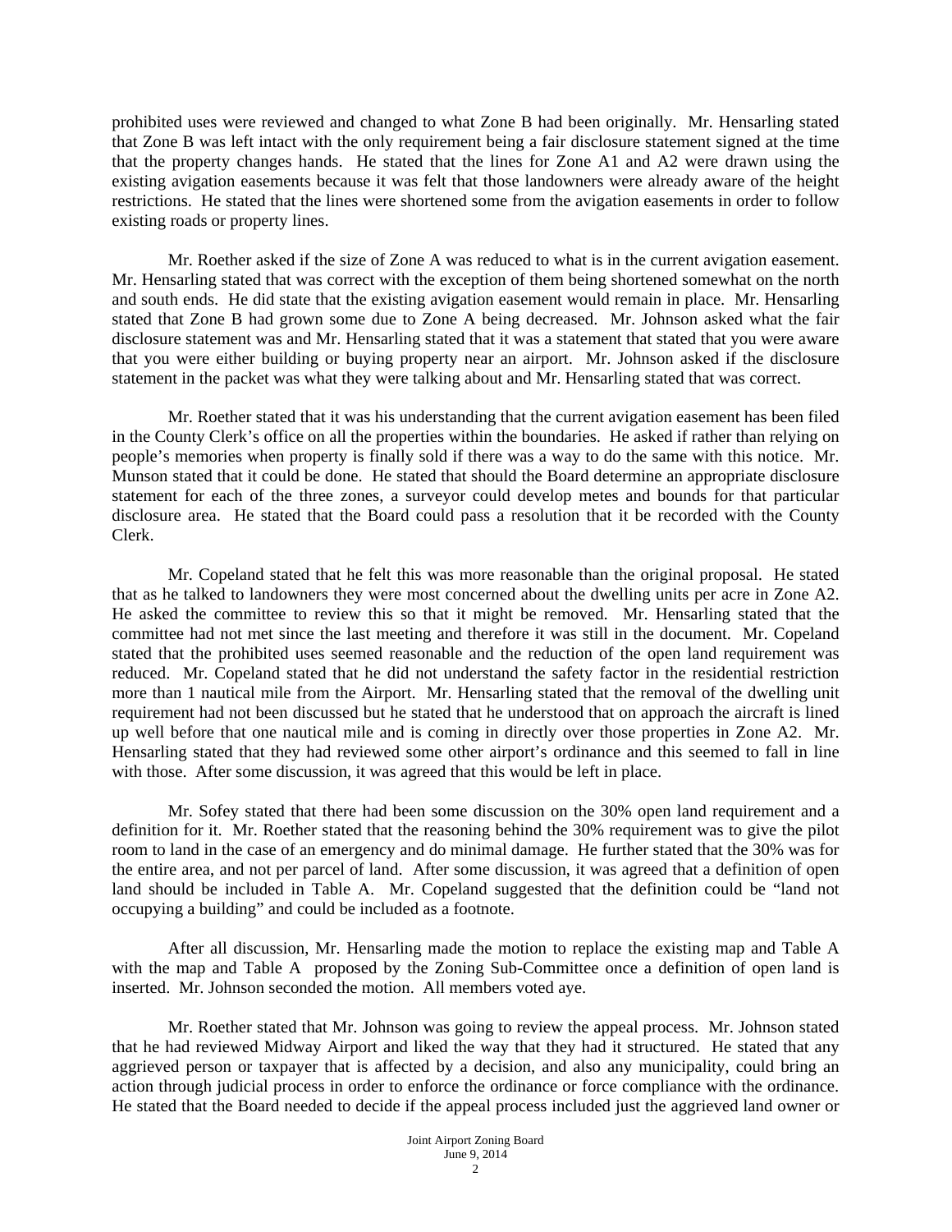prohibited uses were reviewed and changed to what Zone B had been originally. Mr. Hensarling stated that Zone B was left intact with the only requirement being a fair disclosure statement signed at the time that the property changes hands. He stated that the lines for Zone A1 and A2 were drawn using the existing avigation easements because it was felt that those landowners were already aware of the height restrictions. He stated that the lines were shortened some from the avigation easements in order to follow existing roads or property lines.

Mr. Roether asked if the size of Zone A was reduced to what is in the current avigation easement. Mr. Hensarling stated that was correct with the exception of them being shortened somewhat on the north and south ends. He did state that the existing avigation easement would remain in place. Mr. Hensarling stated that Zone B had grown some due to Zone A being decreased. Mr. Johnson asked what the fair disclosure statement was and Mr. Hensarling stated that it was a statement that stated that you were aware that you were either building or buying property near an airport. Mr. Johnson asked if the disclosure statement in the packet was what they were talking about and Mr. Hensarling stated that was correct.

Mr. Roether stated that it was his understanding that the current avigation easement has been filed in the County Clerk's office on all the properties within the boundaries. He asked if rather than relying on people's memories when property is finally sold if there was a way to do the same with this notice. Mr. Munson stated that it could be done. He stated that should the Board determine an appropriate disclosure statement for each of the three zones, a surveyor could develop metes and bounds for that particular disclosure area. He stated that the Board could pass a resolution that it be recorded with the County Clerk.

Mr. Copeland stated that he felt this was more reasonable than the original proposal. He stated that as he talked to landowners they were most concerned about the dwelling units per acre in Zone A2. He asked the committee to review this so that it might be removed. Mr. Hensarling stated that the committee had not met since the last meeting and therefore it was still in the document. Mr. Copeland stated that the prohibited uses seemed reasonable and the reduction of the open land requirement was reduced. Mr. Copeland stated that he did not understand the safety factor in the residential restriction more than 1 nautical mile from the Airport. Mr. Hensarling stated that the removal of the dwelling unit requirement had not been discussed but he stated that he understood that on approach the aircraft is lined up well before that one nautical mile and is coming in directly over those properties in Zone A2. Mr. Hensarling stated that they had reviewed some other airport's ordinance and this seemed to fall in line with those. After some discussion, it was agreed that this would be left in place.

Mr. Sofey stated that there had been some discussion on the 30% open land requirement and a definition for it. Mr. Roether stated that the reasoning behind the 30% requirement was to give the pilot room to land in the case of an emergency and do minimal damage. He further stated that the 30% was for the entire area, and not per parcel of land. After some discussion, it was agreed that a definition of open land should be included in Table A. Mr. Copeland suggested that the definition could be "land not occupying a building" and could be included as a footnote.

After all discussion, Mr. Hensarling made the motion to replace the existing map and Table A with the map and Table A proposed by the Zoning Sub-Committee once a definition of open land is inserted. Mr. Johnson seconded the motion. All members voted aye.

Mr. Roether stated that Mr. Johnson was going to review the appeal process. Mr. Johnson stated that he had reviewed Midway Airport and liked the way that they had it structured. He stated that any aggrieved person or taxpayer that is affected by a decision, and also any municipality, could bring an action through judicial process in order to enforce the ordinance or force compliance with the ordinance. He stated that the Board needed to decide if the appeal process included just the aggrieved land owner or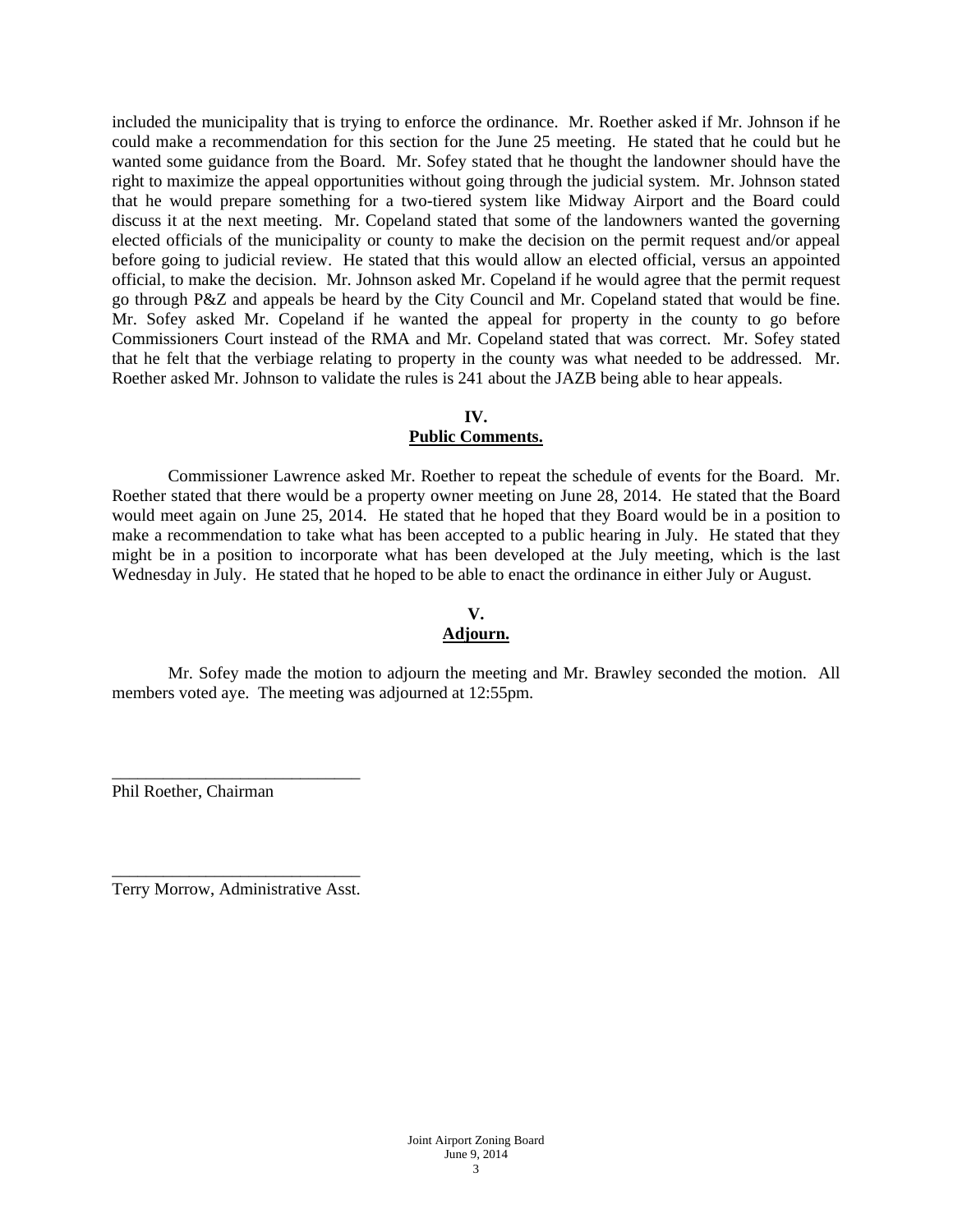included the municipality that is trying to enforce the ordinance. Mr. Roether asked if Mr. Johnson if he could make a recommendation for this section for the June 25 meeting. He stated that he could but he wanted some guidance from the Board. Mr. Sofey stated that he thought the landowner should have the right to maximize the appeal opportunities without going through the judicial system. Mr. Johnson stated that he would prepare something for a two-tiered system like Midway Airport and the Board could discuss it at the next meeting. Mr. Copeland stated that some of the landowners wanted the governing elected officials of the municipality or county to make the decision on the permit request and/or appeal before going to judicial review. He stated that this would allow an elected official, versus an appointed official, to make the decision. Mr. Johnson asked Mr. Copeland if he would agree that the permit request go through P&Z and appeals be heard by the City Council and Mr. Copeland stated that would be fine. Mr. Sofey asked Mr. Copeland if he wanted the appeal for property in the county to go before Commissioners Court instead of the RMA and Mr. Copeland stated that was correct. Mr. Sofey stated that he felt that the verbiage relating to property in the county was what needed to be addressed. Mr. Roether asked Mr. Johnson to validate the rules is 241 about the JAZB being able to hear appeals.

**IV.**
**Public Comments.**

Commissioner Lawrence asked Mr. Roether to repeat the schedule of events for the Board. Mr. Roether stated that there would be a property owner meeting on June 28, 2014. He stated that the Board would meet again on June 25, 2014. He stated that he hoped that they Board would be in a position to make a recommendation to take what has been accepted to a public hearing in July. He stated that they might be in a position to incorporate what has been developed at the July meeting, which is the last Wednesday in July. He stated that he hoped to be able to enact the ordinance in either July or August.

**V.**
**Adjourn.**

Mr. Sofey made the motion to adjourn the meeting and Mr. Brawley seconded the motion. All members voted aye. The meeting was adjourned at 12:55pm.

_____________________________
Phil Roether, Chairman

_____________________________
Terry Morrow, Administrative Asst.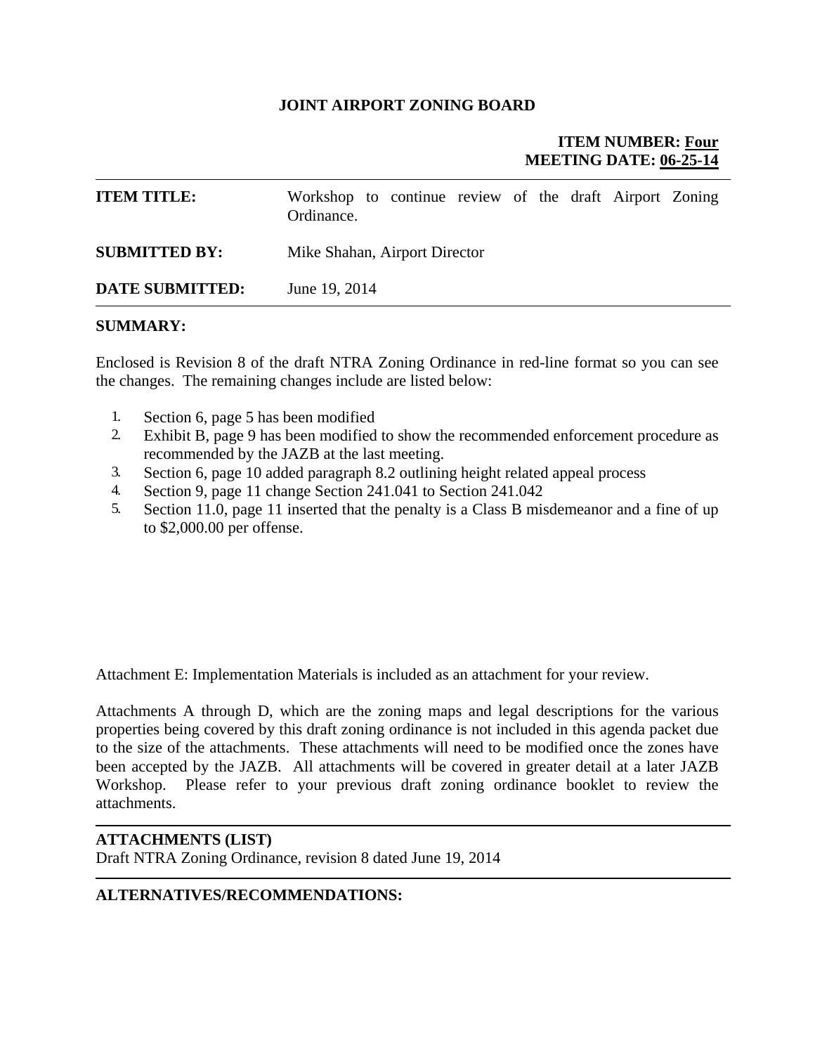**JOINT AIRPORT ZONING BOARD**

**ITEM NUMBER: Four**
**MEETING DATE: 06-25-14**

---

| | |
|---|---|
| **ITEM TITLE:** | Workshop to continue review of the draft Airport Zoning Ordinance. |
| **SUBMITTED BY:** | Mike Shahan, Airport Director |
| **DATE SUBMITTED:** | June 19, 2014 |

---

**SUMMARY:**

Enclosed is Revision 8 of the draft NTRA Zoning Ordinance in red-line format so you can see the changes. The remaining changes include are listed below:

1. Section 6, page 5 has been modified
2. Exhibit B, page 9 has been modified to show the recommended enforcement procedure as recommended by the JAZB at the last meeting.
3. Section 6, page 10 added paragraph 8.2 outlining height related appeal process
4. Section 9, page 11 change Section 241.041 to Section 241.042
5. Section 11.0, page 11 inserted that the penalty is a Class B misdemeanor and a fine of up to $2,000.00 per offense.

Attachment E: Implementation Materials is included as an attachment for your review.

Attachments A through D, which are the zoning maps and legal descriptions for the various properties being covered by this draft zoning ordinance is not included in this agenda packet due to the size of the attachments. These attachments will need to be modified once the zones have been accepted by the JAZB. All attachments will be covered in greater detail at a later JAZB Workshop. Please refer to your previous draft zoning ordinance booklet to review the attachments.

---

**ATTACHMENTS (LIST)**
Draft NTRA Zoning Ordinance, revision 8 dated June 19, 2014

---

**ALTERNATIVES/RECOMMENDATIONS:**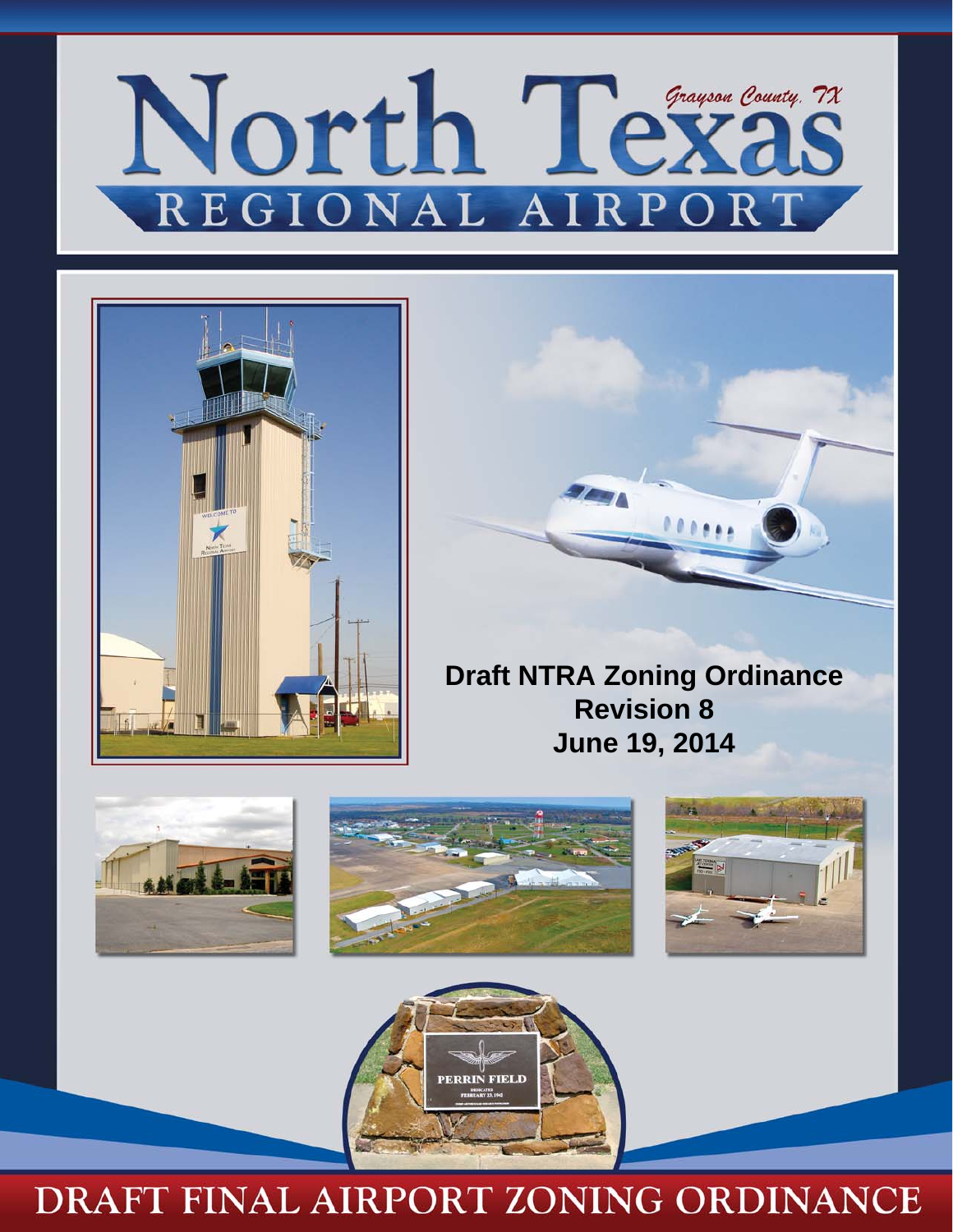# North Texas

*Grayson County, TX*

## REGIONAL AIRPORT

**Draft NTRA Zoning Ordinance**
**Revision 8**
**June 19, 2014**

DRAFT FINAL AIRPORT ZONING ORDINANCE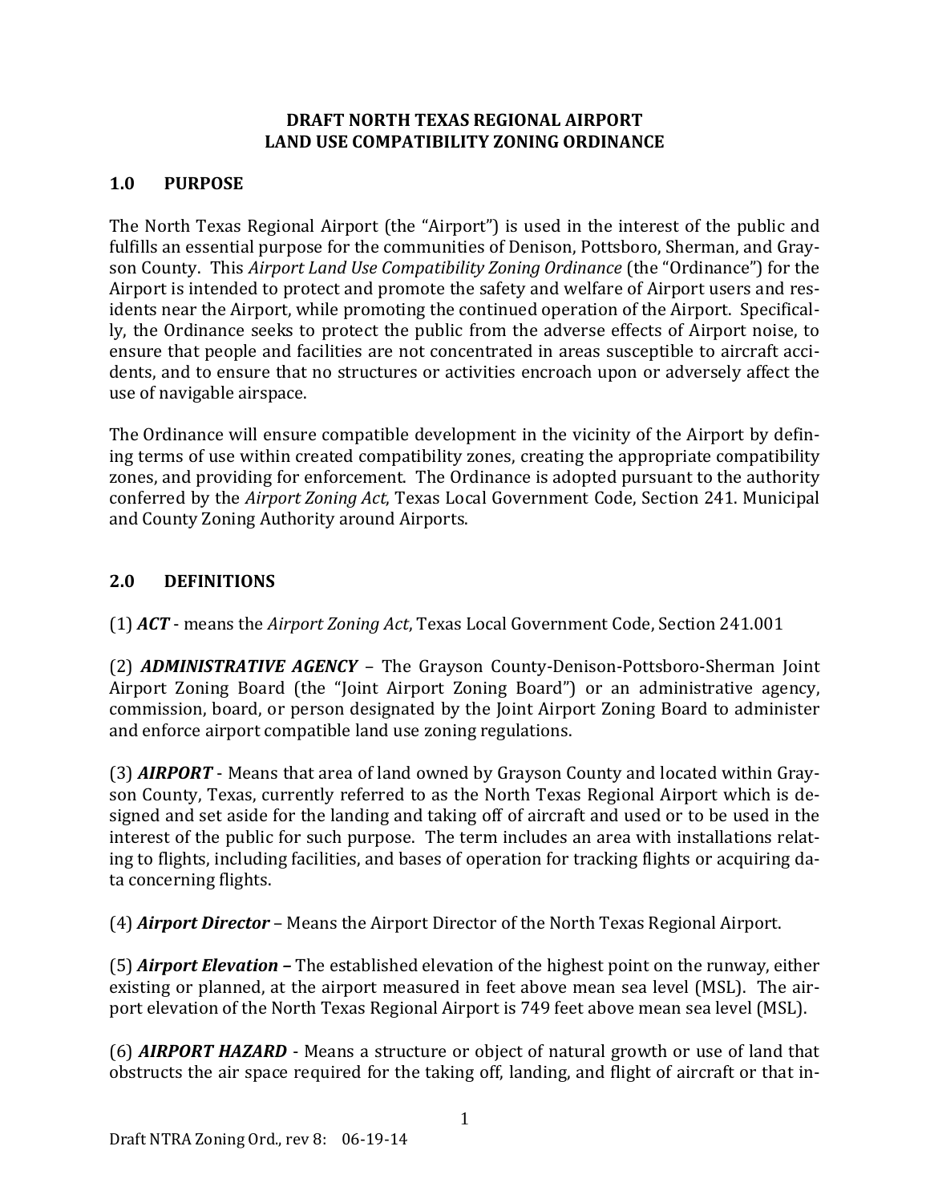**DRAFT NORTH TEXAS REGIONAL AIRPORT**
**LAND USE COMPATIBILITY ZONING ORDINANCE**

## 1.0 PURPOSE

The North Texas Regional Airport (the "Airport") is used in the interest of the public and fulfills an essential purpose for the communities of Denison, Pottsboro, Sherman, and Grayson County. This *Airport Land Use Compatibility Zoning Ordinance* (the "Ordinance") for the Airport is intended to protect and promote the safety and welfare of Airport users and residents near the Airport, while promoting the continued operation of the Airport. Specifically, the Ordinance seeks to protect the public from the adverse effects of Airport noise, to ensure that people and facilities are not concentrated in areas susceptible to aircraft accidents, and to ensure that no structures or activities encroach upon or adversely affect the use of navigable airspace.

The Ordinance will ensure compatible development in the vicinity of the Airport by defining terms of use within created compatibility zones, creating the appropriate compatibility zones, and providing for enforcement. The Ordinance is adopted pursuant to the authority conferred by the *Airport Zoning Act*, Texas Local Government Code, Section 241. Municipal and County Zoning Authority around Airports.

## 2.0 DEFINITIONS

(1) ***ACT*** - means the *Airport Zoning Act*, Texas Local Government Code, Section 241.001

(2) ***ADMINISTRATIVE AGENCY*** – The Grayson County-Denison-Pottsboro-Sherman Joint Airport Zoning Board (the "Joint Airport Zoning Board") or an administrative agency, commission, board, or person designated by the Joint Airport Zoning Board to administer and enforce airport compatible land use zoning regulations.

(3) ***AIRPORT*** - Means that area of land owned by Grayson County and located within Grayson County, Texas, currently referred to as the North Texas Regional Airport which is designed and set aside for the landing and taking off of aircraft and used or to be used in the interest of the public for such purpose. The term includes an area with installations relating to flights, including facilities, and bases of operation for tracking flights or acquiring data concerning flights.

(4) ***Airport Director*** – Means the Airport Director of the North Texas Regional Airport.

(5) ***Airport Elevation –*** The established elevation of the highest point on the runway, either existing or planned, at the airport measured in feet above mean sea level (MSL). The airport elevation of the North Texas Regional Airport is 749 feet above mean sea level (MSL).

(6) ***AIRPORT HAZARD*** - Means a structure or object of natural growth or use of land that obstructs the air space required for the taking off, landing, and flight of aircraft or that in-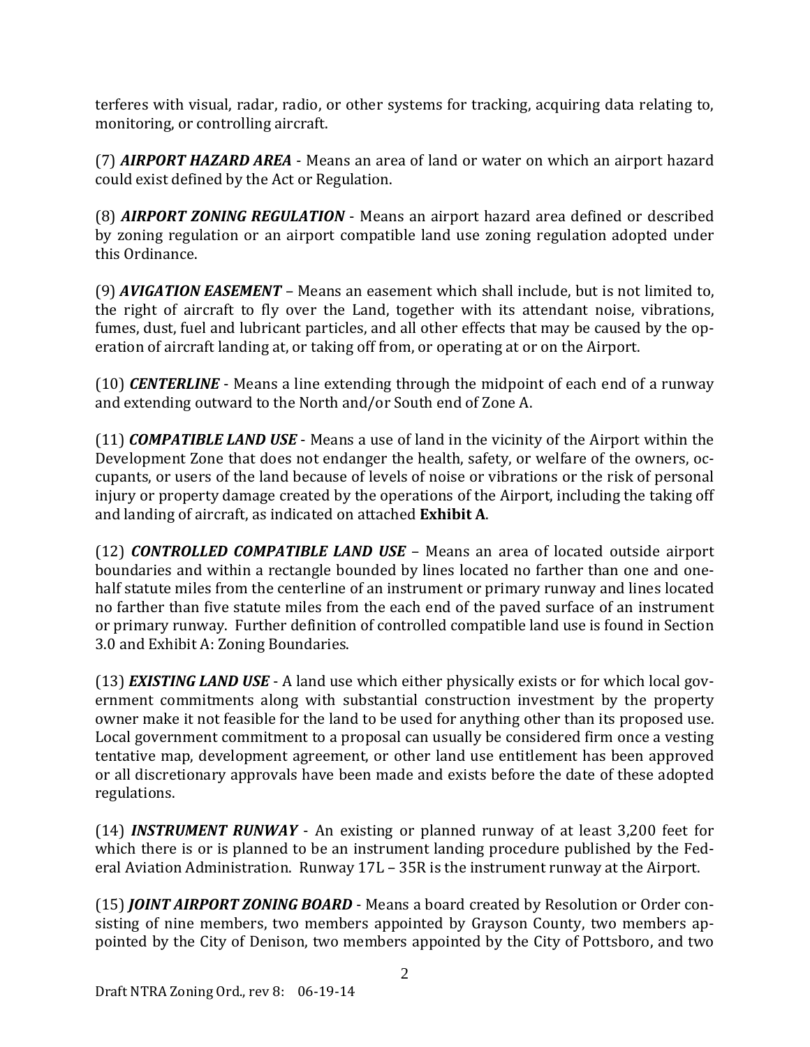terferes with visual, radar, radio, or other systems for tracking, acquiring data relating to, monitoring, or controlling aircraft.

(7) ***AIRPORT HAZARD AREA*** - Means an area of land or water on which an airport hazard could exist defined by the Act or Regulation.

(8) ***AIRPORT ZONING REGULATION*** - Means an airport hazard area defined or described by zoning regulation or an airport compatible land use zoning regulation adopted under this Ordinance.

(9) ***AVIGATION EASEMENT*** – Means an easement which shall include, but is not limited to, the right of aircraft to fly over the Land, together with its attendant noise, vibrations, fumes, dust, fuel and lubricant particles, and all other effects that may be caused by the operation of aircraft landing at, or taking off from, or operating at or on the Airport.

(10) ***CENTERLINE*** - Means a line extending through the midpoint of each end of a runway and extending outward to the North and/or South end of Zone A.

(11) ***COMPATIBLE LAND USE*** - Means a use of land in the vicinity of the Airport within the Development Zone that does not endanger the health, safety, or welfare of the owners, occupants, or users of the land because of levels of noise or vibrations or the risk of personal injury or property damage created by the operations of the Airport, including the taking off and landing of aircraft, as indicated on attached **Exhibit A**.

(12) ***CONTROLLED COMPATIBLE LAND USE*** – Means an area of located outside airport boundaries and within a rectangle bounded by lines located no farther than one and one-half statute miles from the centerline of an instrument or primary runway and lines located no farther than five statute miles from the each end of the paved surface of an instrument or primary runway. Further definition of controlled compatible land use is found in Section 3.0 and Exhibit A: Zoning Boundaries.

(13) ***EXISTING LAND USE*** - A land use which either physically exists or for which local government commitments along with substantial construction investment by the property owner make it not feasible for the land to be used for anything other than its proposed use. Local government commitment to a proposal can usually be considered firm once a vesting tentative map, development agreement, or other land use entitlement has been approved or all discretionary approvals have been made and exists before the date of these adopted regulations.

(14) ***INSTRUMENT RUNWAY*** - An existing or planned runway of at least 3,200 feet for which there is or is planned to be an instrument landing procedure published by the Federal Aviation Administration. Runway 17L – 35R is the instrument runway at the Airport.

(15) ***JOINT AIRPORT ZONING BOARD*** - Means a board created by Resolution or Order consisting of nine members, two members appointed by Grayson County, two members appointed by the City of Denison, two members appointed by the City of Pottsboro, and two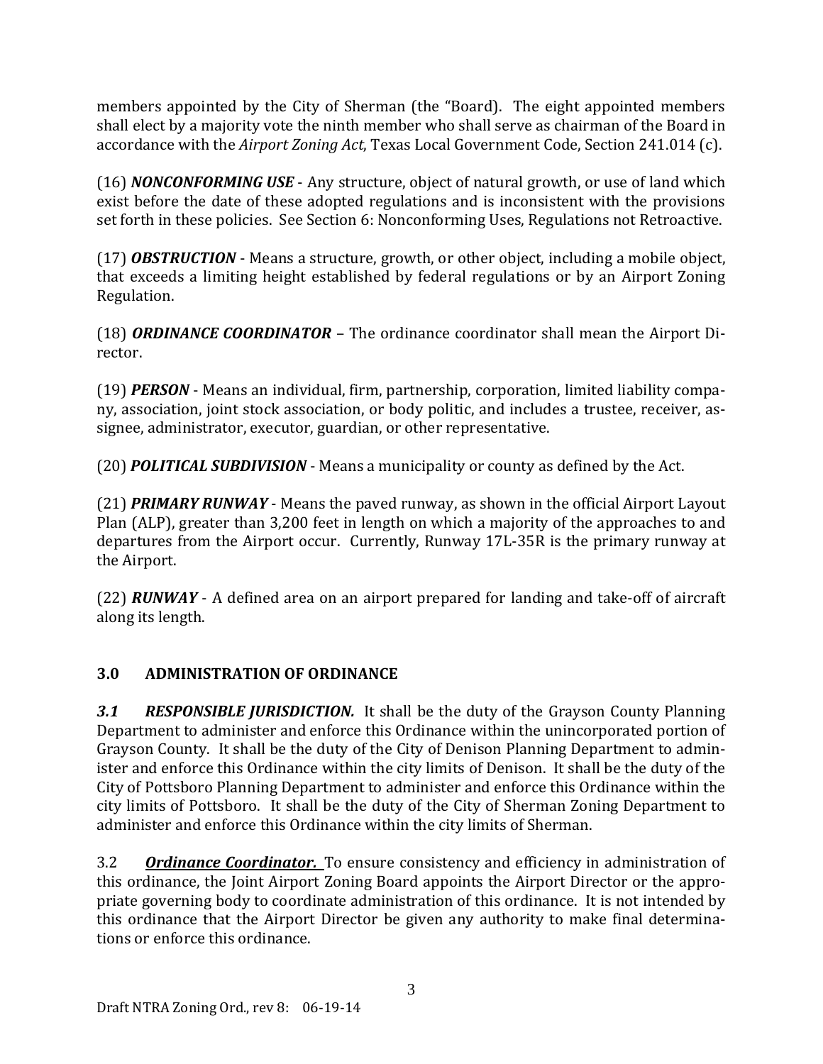members appointed by the City of Sherman (the "Board). The eight appointed members shall elect by a majority vote the ninth member who shall serve as chairman of the Board in accordance with the *Airport Zoning Act*, Texas Local Government Code, Section 241.014 (c).

(16) ***NONCONFORMING USE*** - Any structure, object of natural growth, or use of land which exist before the date of these adopted regulations and is inconsistent with the provisions set forth in these policies. See Section 6: Nonconforming Uses, Regulations not Retroactive.

(17) ***OBSTRUCTION*** - Means a structure, growth, or other object, including a mobile object, that exceeds a limiting height established by federal regulations or by an Airport Zoning Regulation.

(18) ***ORDINANCE COORDINATOR*** – The ordinance coordinator shall mean the Airport Director.

(19) ***PERSON*** - Means an individual, firm, partnership, corporation, limited liability company, association, joint stock association, or body politic, and includes a trustee, receiver, assignee, administrator, executor, guardian, or other representative.

(20) ***POLITICAL SUBDIVISION*** - Means a municipality or county as defined by the Act.

(21) ***PRIMARY RUNWAY*** - Means the paved runway, as shown in the official Airport Layout Plan (ALP), greater than 3,200 feet in length on which a majority of the approaches to and departures from the Airport occur. Currently, Runway 17L-35R is the primary runway at the Airport.

(22) ***RUNWAY*** - A defined area on an airport prepared for landing and take-off of aircraft along its length.

## 3.0 ADMINISTRATION OF ORDINANCE

***3.1 RESPONSIBLE JURISDICTION.*** It shall be the duty of the Grayson County Planning Department to administer and enforce this Ordinance within the unincorporated portion of Grayson County. It shall be the duty of the City of Denison Planning Department to administer and enforce this Ordinance within the city limits of Denison. It shall be the duty of the City of Pottsboro Planning Department to administer and enforce this Ordinance within the city limits of Pottsboro. It shall be the duty of the City of Sherman Zoning Department to administer and enforce this Ordinance within the city limits of Sherman.

3.2 ***Ordinance Coordinator.*** To ensure consistency and efficiency in administration of this ordinance, the Joint Airport Zoning Board appoints the Airport Director or the appropriate governing body to coordinate administration of this ordinance. It is not intended by this ordinance that the Airport Director be given any authority to make final determinations or enforce this ordinance.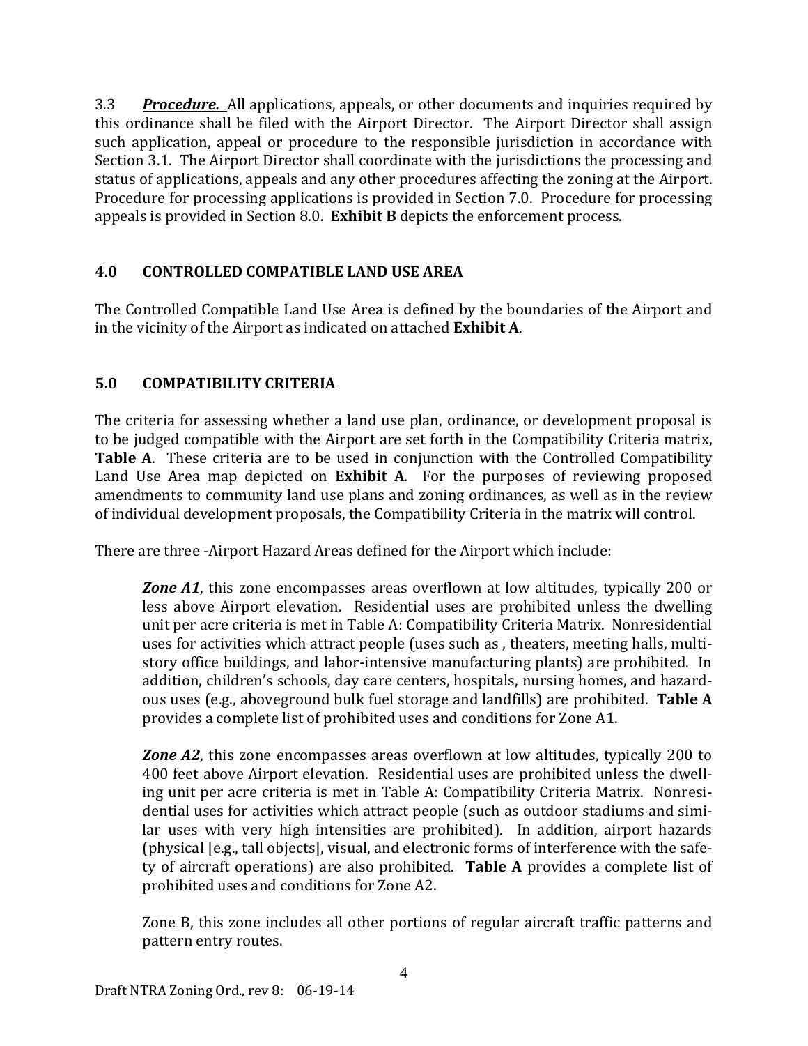3.3 ***Procedure.*** All applications, appeals, or other documents and inquiries required by this ordinance shall be filed with the Airport Director. The Airport Director shall assign such application, appeal or procedure to the responsible jurisdiction in accordance with Section 3.1. The Airport Director shall coordinate with the jurisdictions the processing and status of applications, appeals and any other procedures affecting the zoning at the Airport. Procedure for processing applications is provided in Section 7.0. Procedure for processing appeals is provided in Section 8.0. **Exhibit B** depicts the enforcement process.

## 4.0 CONTROLLED COMPATIBLE LAND USE AREA

The Controlled Compatible Land Use Area is defined by the boundaries of the Airport and in the vicinity of the Airport as indicated on attached **Exhibit A**.

## 5.0 COMPATIBILITY CRITERIA

The criteria for assessing whether a land use plan, ordinance, or development proposal is to be judged compatible with the Airport are set forth in the Compatibility Criteria matrix, **Table A**. These criteria are to be used in conjunction with the Controlled Compatibility Land Use Area map depicted on **Exhibit A**. For the purposes of reviewing proposed amendments to community land use plans and zoning ordinances, as well as in the review of individual development proposals, the Compatibility Criteria in the matrix will control.

There are three -Airport Hazard Areas defined for the Airport which include:

> ***Zone A1***, this zone encompasses areas overflown at low altitudes, typically 200 or less above Airport elevation. Residential uses are prohibited unless the dwelling unit per acre criteria is met in Table A: Compatibility Criteria Matrix. Nonresidential uses for activities which attract people (uses such as , theaters, meeting halls, multi-story office buildings, and labor-intensive manufacturing plants) are prohibited. In addition, children's schools, day care centers, hospitals, nursing homes, and hazardous uses (e.g., aboveground bulk fuel storage and landfills) are prohibited. **Table A** provides a complete list of prohibited uses and conditions for Zone A1.
>
> ***Zone A2***, this zone encompasses areas overflown at low altitudes, typically 200 to 400 feet above Airport elevation. Residential uses are prohibited unless the dwelling unit per acre criteria is met in Table A: Compatibility Criteria Matrix. Nonresidential uses for activities which attract people (such as outdoor stadiums and similar uses with very high intensities are prohibited). In addition, airport hazards (physical [e.g., tall objects], visual, and electronic forms of interference with the safety of aircraft operations) are also prohibited. **Table A** provides a complete list of prohibited uses and conditions for Zone A2.
>
> Zone B, this zone includes all other portions of regular aircraft traffic patterns and pattern entry routes.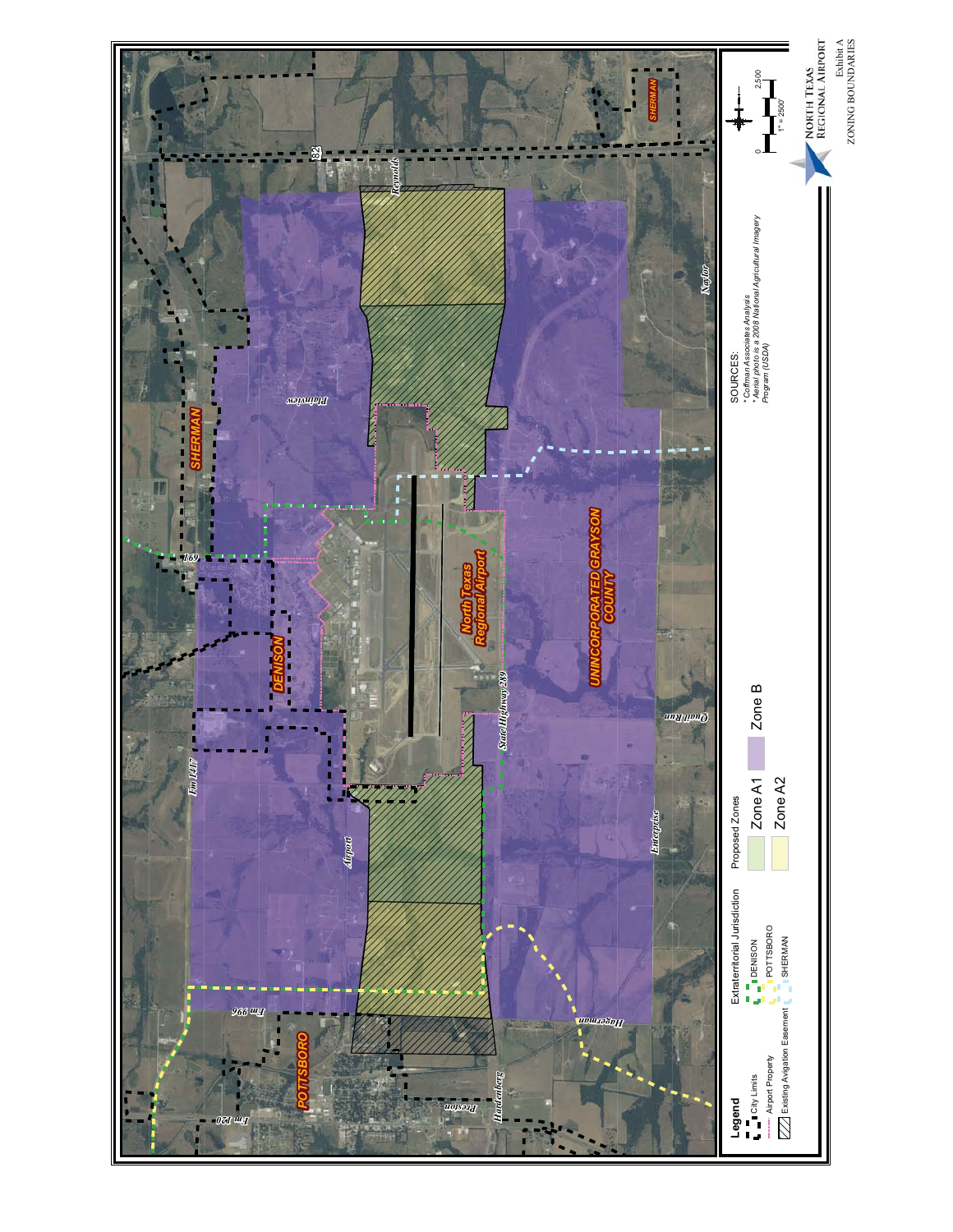NORTH TEXAS REGIONAL AIRPORT

Exhibit A
ZONING BOUNDARIES

**Legend**

- City Limits
- Airport Property
- Existing Avigation Easement

Extraterritorial Jurisdiction

- DENISON
- POTTSBORO
- SHERMAN

Proposed Zones

- Zone A1
- Zone A2
- Zone B

SOURCES:
* Coffman Associates Analysis
* Aerial photo is a 2008 National Agricultural Imagery Program (USDA)

0 — 2,500
1" = 2500'

SHERMAN

DENISON

POTTSBORO

UNINCORPORATED GRAYSON COUNTY

North Texas Regional Airport

82

Reynolds

Plainview

Naylor

769

Fm 1417

Airport

State Highway 289

Quail Run

Enterprise

Fm 996

Hagerman

Hardenberg

Preston

Fm 120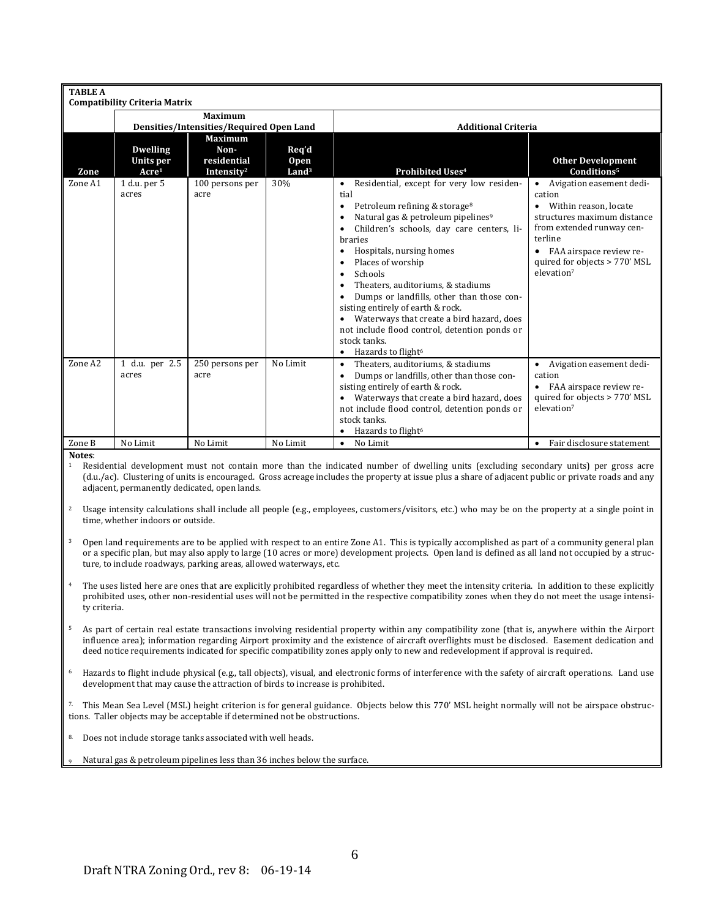**TABLE A**
**Compatibility Criteria Matrix**

| | Maximum Densities/Intensities/Required Open Land | | | Additional Criteria | |
|---|---|---|---|---|---|
| **Zone** | **Dwelling Units per Acre[1]** | **Maximum Non-residential Intensity[2]** | **Req'd Open Land[3]** | **Prohibited Uses[4]** | **Other Development Conditions[5]** |
| Zone A1 | 1 d.u. per 5 acres | 100 persons per acre | 30% | • Residential, except for very low residential<br>• Petroleum refining & storage[8]<br>• Natural gas & petroleum pipelines[9]<br>• Children's schools, day care centers, libraries<br>• Hospitals, nursing homes<br>• Places of worship<br>• Schools<br>• Theaters, auditoriums, & stadiums<br>• Dumps or landfills, other than those consisting entirely of earth & rock.<br>• Waterways that create a bird hazard, does not include flood control, detention ponds or stock tanks.<br>• Hazards to flight[6] | • Avigation easement dedication<br>• Within reason, locate structures maximum distance from extended runway centerline<br>• FAA airspace review required for objects > 770' MSL elevation[7] |
| Zone A2 | 1 d.u. per 2.5 acres | 250 persons per acre | No Limit | • Theaters, auditoriums, & stadiums<br>• Dumps or landfills, other than those consisting entirely of earth & rock.<br>• Waterways that create a bird hazard, does not include flood control, detention ponds or stock tanks.<br>• Hazards to flight[6] | • Avigation easement dedication<br>• FAA airspace review required for objects > 770' MSL elevation[7] |
| Zone B | No Limit | No Limit | No Limit | • No Limit | • Fair disclosure statement |

**Notes**:

[1] Residential development must not contain more than the indicated number of dwelling units (excluding secondary units) per gross acre (d.u./ac). Clustering of units is encouraged. Gross acreage includes the property at issue plus a share of adjacent public or private roads and any adjacent, permanently dedicated, open lands.

[2] Usage intensity calculations shall include all people (e.g., employees, customers/visitors, etc.) who may be on the property at a single point in time, whether indoors or outside.

[3] Open land requirements are to be applied with respect to an entire Zone A1. This is typically accomplished as part of a community general plan or a specific plan, but may also apply to large (10 acres or more) development projects. Open land is defined as all land not occupied by a structure, to include roadways, parking areas, allowed waterways, etc.

[4] The uses listed here are ones that are explicitly prohibited regardless of whether they meet the intensity criteria. In addition to these explicitly prohibited uses, other non-residential uses will not be permitted in the respective compatibility zones when they do not meet the usage intensity criteria.

[5] As part of certain real estate transactions involving residential property within any compatibility zone (that is, anywhere within the Airport influence area); information regarding Airport proximity and the existence of aircraft overflights must be disclosed. Easement dedication and deed notice requirements indicated for specific compatibility zones apply only to new and redevelopment if approval is required.

[6] Hazards to flight include physical (e.g., tall objects), visual, and electronic forms of interference with the safety of aircraft operations. Land use development that may cause the attraction of birds to increase is prohibited.

[7] This Mean Sea Level (MSL) height criterion is for general guidance. Objects below this 770' MSL height normally will not be airspace obstructions. Taller objects may be acceptable if determined not be obstructions.

[8] Does not include storage tanks associated with well heads.

[9] Natural gas & petroleum pipelines less than 36 inches below the surface.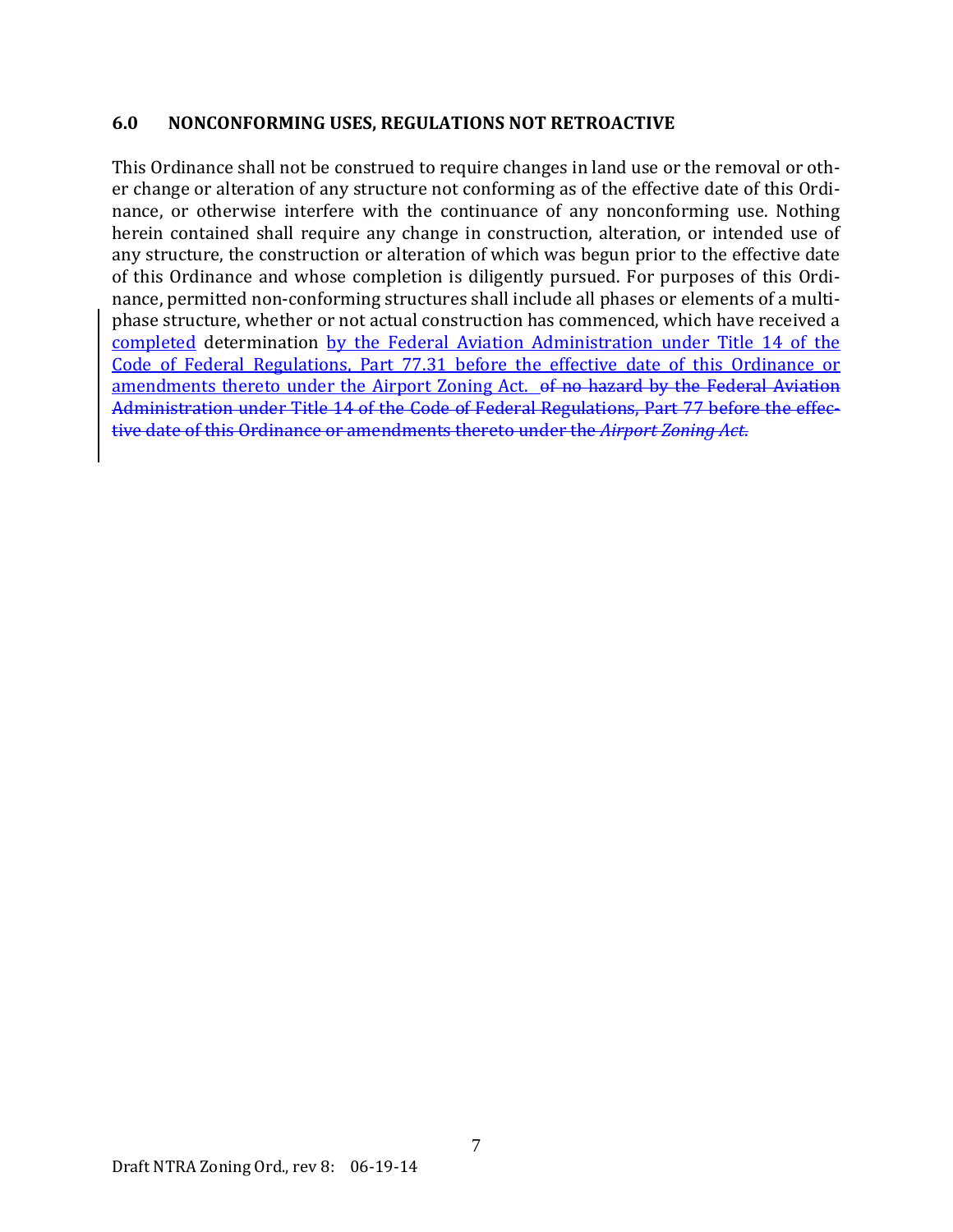## 6.0 NONCONFORMING USES, REGULATIONS NOT RETROACTIVE

This Ordinance shall not be construed to require changes in land use or the removal or other change or alteration of any structure not conforming as of the effective date of this Ordinance, or otherwise interfere with the continuance of any nonconforming use. Nothing herein contained shall require any change in construction, alteration, or intended use of any structure, the construction or alteration of which was begun prior to the effective date of this Ordinance and whose completion is diligently pursued. For purposes of this Ordinance, permitted non-conforming structures shall include all phases or elements of a multi-phase structure, whether or not actual construction has commenced, which have received a <u>completed</u> determination <u>by the Federal Aviation Administration under Title 14 of the Code of Federal Regulations, Part 77.31 before the effective date of this Ordinance or amendments thereto under the Airport Zoning Act.</u> ~~of no hazard by the Federal Aviation Administration under Title 14 of the Code of Federal Regulations, Part 77 before the effective date of this Ordinance or amendments thereto under the *Airport Zoning Act*.~~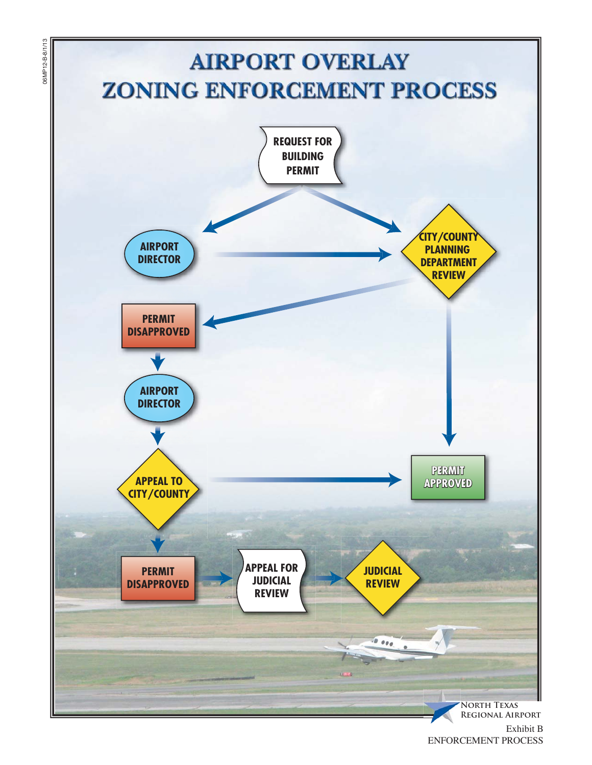# AIRPORT OVERLAY ZONING ENFORCEMENT PROCESS

REQUEST FOR BUILDING PERMIT

AIRPORT DIRECTOR

CITY/COUNTY PLANNING DEPARTMENT REVIEW

PERMIT DISAPPROVED

AIRPORT DIRECTOR

APPEAL TO CITY/COUNTY

PERMIT APPROVED

PERMIT DISAPPROVED

APPEAL FOR JUDICIAL REVIEW

JUDICIAL REVIEW

NORTH TEXAS REGIONAL AIRPORT

Exhibit B
ENFORCEMENT PROCESS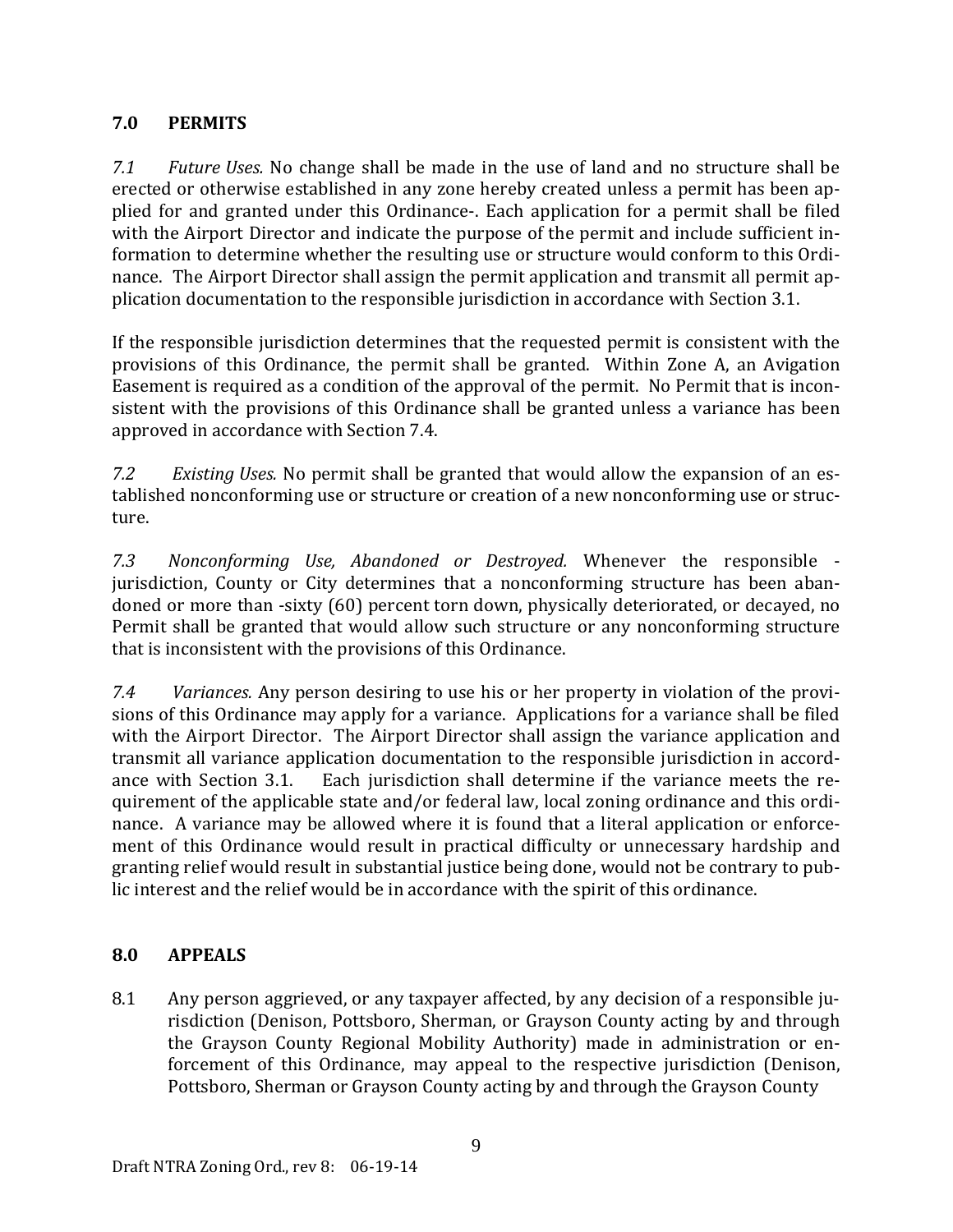## 7.0 PERMITS

*7.1 Future Uses.* No change shall be made in the use of land and no structure shall be erected or otherwise established in any zone hereby created unless a permit has been applied for and granted under this Ordinance-. Each application for a permit shall be filed with the Airport Director and indicate the purpose of the permit and include sufficient information to determine whether the resulting use or structure would conform to this Ordinance. The Airport Director shall assign the permit application and transmit all permit application documentation to the responsible jurisdiction in accordance with Section 3.1.

If the responsible jurisdiction determines that the requested permit is consistent with the provisions of this Ordinance, the permit shall be granted. Within Zone A, an Avigation Easement is required as a condition of the approval of the permit. No Permit that is inconsistent with the provisions of this Ordinance shall be granted unless a variance has been approved in accordance with Section 7.4.

*7.2 Existing Uses.* No permit shall be granted that would allow the expansion of an established nonconforming use or structure or creation of a new nonconforming use or structure.

*7.3 Nonconforming Use, Abandoned or Destroyed.* Whenever the responsible - jurisdiction, County or City determines that a nonconforming structure has been abandoned or more than -sixty (60) percent torn down, physically deteriorated, or decayed, no Permit shall be granted that would allow such structure or any nonconforming structure that is inconsistent with the provisions of this Ordinance.

*7.4 Variances.* Any person desiring to use his or her property in violation of the provisions of this Ordinance may apply for a variance. Applications for a variance shall be filed with the Airport Director. The Airport Director shall assign the variance application and transmit all variance application documentation to the responsible jurisdiction in accordance with Section 3.1. Each jurisdiction shall determine if the variance meets the requirement of the applicable state and/or federal law, local zoning ordinance and this ordinance. A variance may be allowed where it is found that a literal application or enforcement of this Ordinance would result in practical difficulty or unnecessary hardship and granting relief would result in substantial justice being done, would not be contrary to public interest and the relief would be in accordance with the spirit of this ordinance.

## 8.0 APPEALS

8.1 Any person aggrieved, or any taxpayer affected, by any decision of a responsible jurisdiction (Denison, Pottsboro, Sherman, or Grayson County acting by and through the Grayson County Regional Mobility Authority) made in administration or enforcement of this Ordinance, may appeal to the respective jurisdiction (Denison, Pottsboro, Sherman or Grayson County acting by and through the Grayson County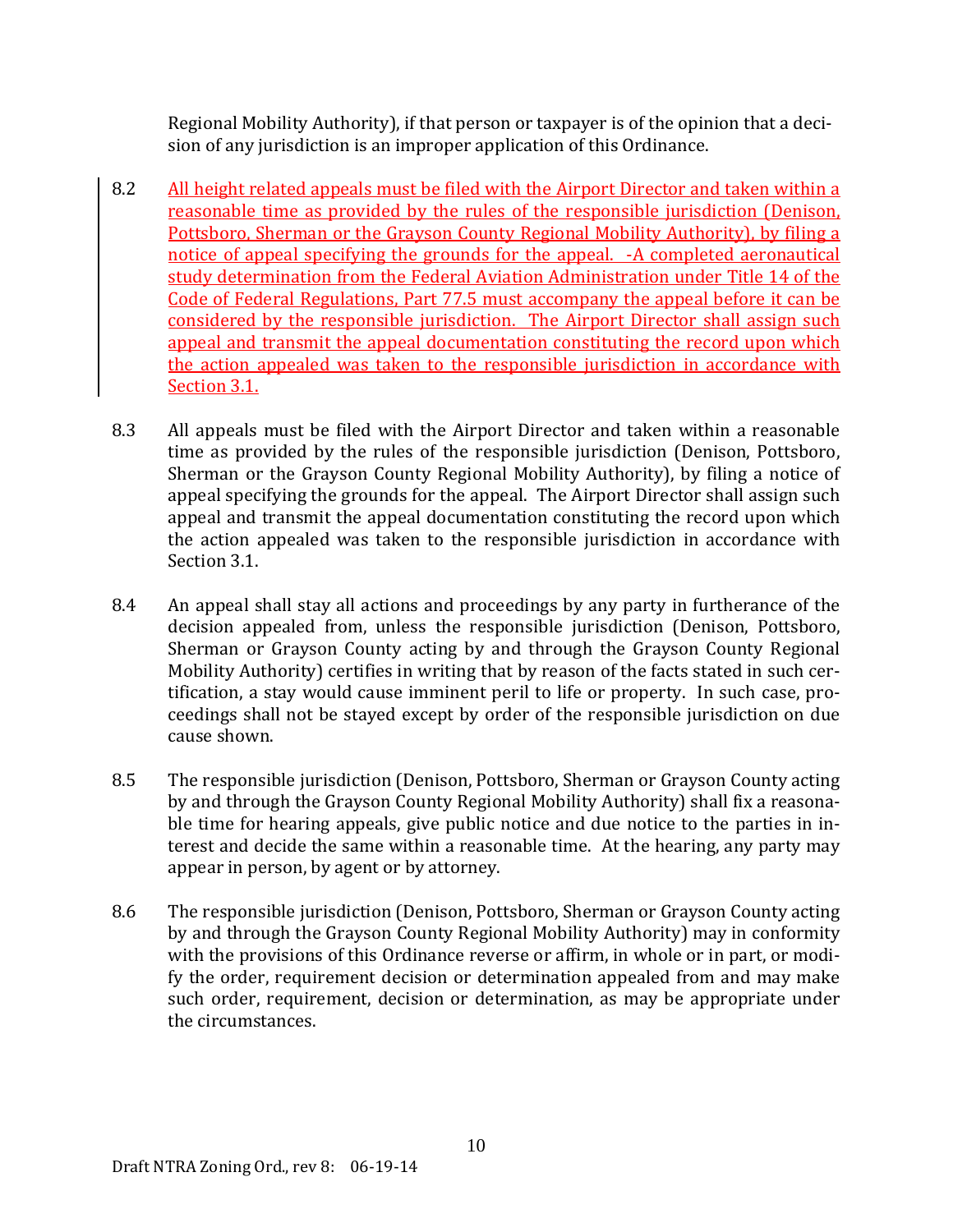Regional Mobility Authority), if that person or taxpayer is of the opinion that a decision of any jurisdiction is an improper application of this Ordinance.

8.2 All height related appeals must be filed with the Airport Director and taken within a reasonable time as provided by the rules of the responsible jurisdiction (Denison, Pottsboro, Sherman or the Grayson County Regional Mobility Authority), by filing a notice of appeal specifying the grounds for the appeal. -A completed aeronautical study determination from the Federal Aviation Administration under Title 14 of the Code of Federal Regulations, Part 77.5 must accompany the appeal before it can be considered by the responsible jurisdiction. The Airport Director shall assign such appeal and transmit the appeal documentation constituting the record upon which the action appealed was taken to the responsible jurisdiction in accordance with Section 3.1.

8.3 All appeals must be filed with the Airport Director and taken within a reasonable time as provided by the rules of the responsible jurisdiction (Denison, Pottsboro, Sherman or the Grayson County Regional Mobility Authority), by filing a notice of appeal specifying the grounds for the appeal. The Airport Director shall assign such appeal and transmit the appeal documentation constituting the record upon which the action appealed was taken to the responsible jurisdiction in accordance with Section 3.1.

8.4 An appeal shall stay all actions and proceedings by any party in furtherance of the decision appealed from, unless the responsible jurisdiction (Denison, Pottsboro, Sherman or Grayson County acting by and through the Grayson County Regional Mobility Authority) certifies in writing that by reason of the facts stated in such certification, a stay would cause imminent peril to life or property. In such case, proceedings shall not be stayed except by order of the responsible jurisdiction on due cause shown.

8.5 The responsible jurisdiction (Denison, Pottsboro, Sherman or Grayson County acting by and through the Grayson County Regional Mobility Authority) shall fix a reasonable time for hearing appeals, give public notice and due notice to the parties in interest and decide the same within a reasonable time. At the hearing, any party may appear in person, by agent or by attorney.

8.6 The responsible jurisdiction (Denison, Pottsboro, Sherman or Grayson County acting by and through the Grayson County Regional Mobility Authority) may in conformity with the provisions of this Ordinance reverse or affirm, in whole or in part, or modify the order, requirement decision or determination appealed from and may make such order, requirement, decision or determination, as may be appropriate under the circumstances.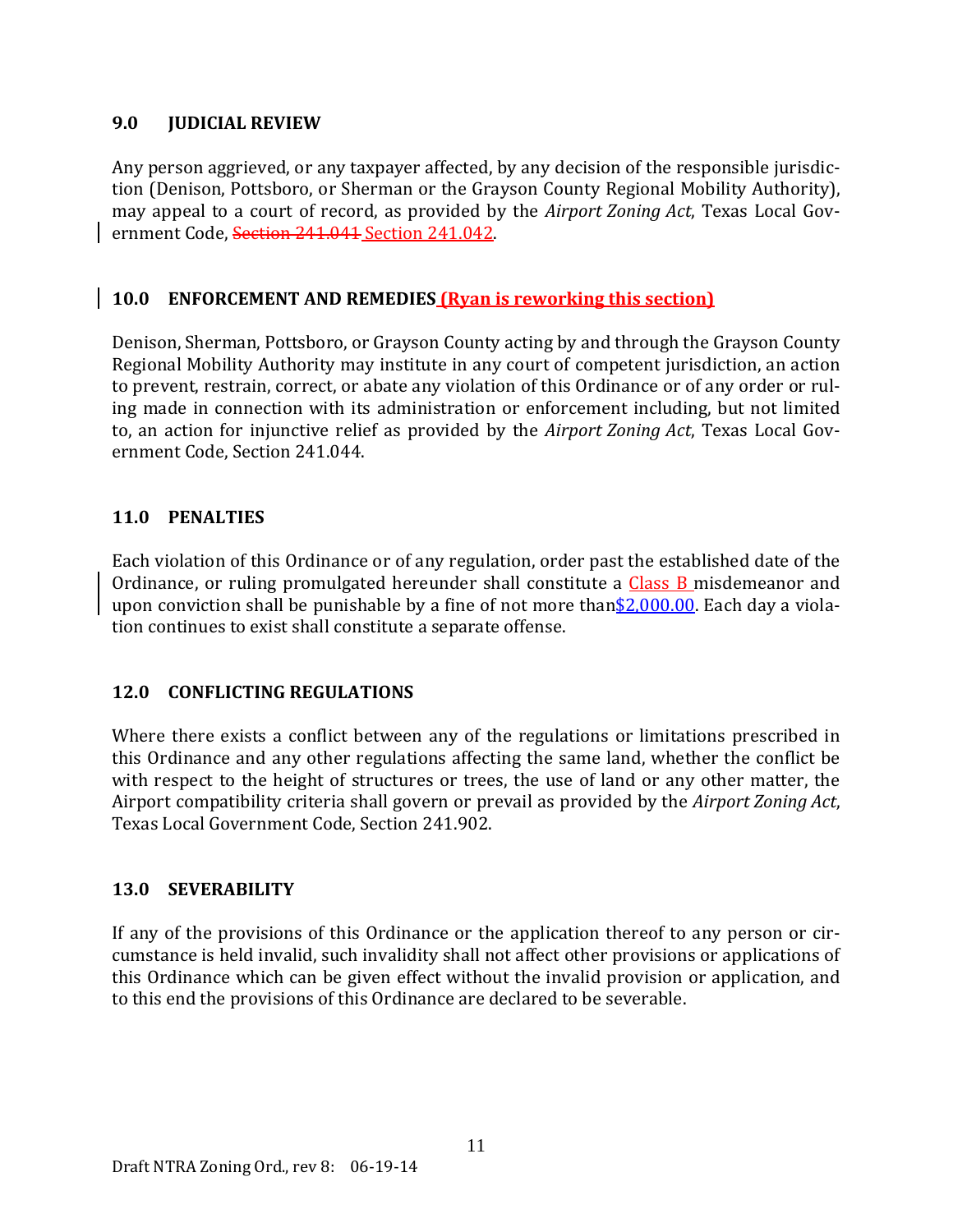## 9.0 JUDICIAL REVIEW

Any person aggrieved, or any taxpayer affected, by any decision of the responsible jurisdiction (Denison, Pottsboro, or Sherman or the Grayson County Regional Mobility Authority), may appeal to a court of record, as provided by the *Airport Zoning Act*, Texas Local Government Code, ~~Section 241.041~~ Section 241.042.

## 10.0 ENFORCEMENT AND REMEDIES (Ryan is reworking this section)

Denison, Sherman, Pottsboro, or Grayson County acting by and through the Grayson County Regional Mobility Authority may institute in any court of competent jurisdiction, an action to prevent, restrain, correct, or abate any violation of this Ordinance or of any order or ruling made in connection with its administration or enforcement including, but not limited to, an action for injunctive relief as provided by the *Airport Zoning Act*, Texas Local Government Code, Section 241.044.

## 11.0 PENALTIES

Each violation of this Ordinance or of any regulation, order past the established date of the Ordinance, or ruling promulgated hereunder shall constitute a Class B misdemeanor and upon conviction shall be punishable by a fine of not more than $2,000.00. Each day a violation continues to exist shall constitute a separate offense.

## 12.0 CONFLICTING REGULATIONS

Where there exists a conflict between any of the regulations or limitations prescribed in this Ordinance and any other regulations affecting the same land, whether the conflict be with respect to the height of structures or trees, the use of land or any other matter, the Airport compatibility criteria shall govern or prevail as provided by the *Airport Zoning Act*, Texas Local Government Code, Section 241.902.

## 13.0 SEVERABILITY

If any of the provisions of this Ordinance or the application thereof to any person or circumstance is held invalid, such invalidity shall not affect other provisions or applications of this Ordinance which can be given effect without the invalid provision or application, and to this end the provisions of this Ordinance are declared to be severable.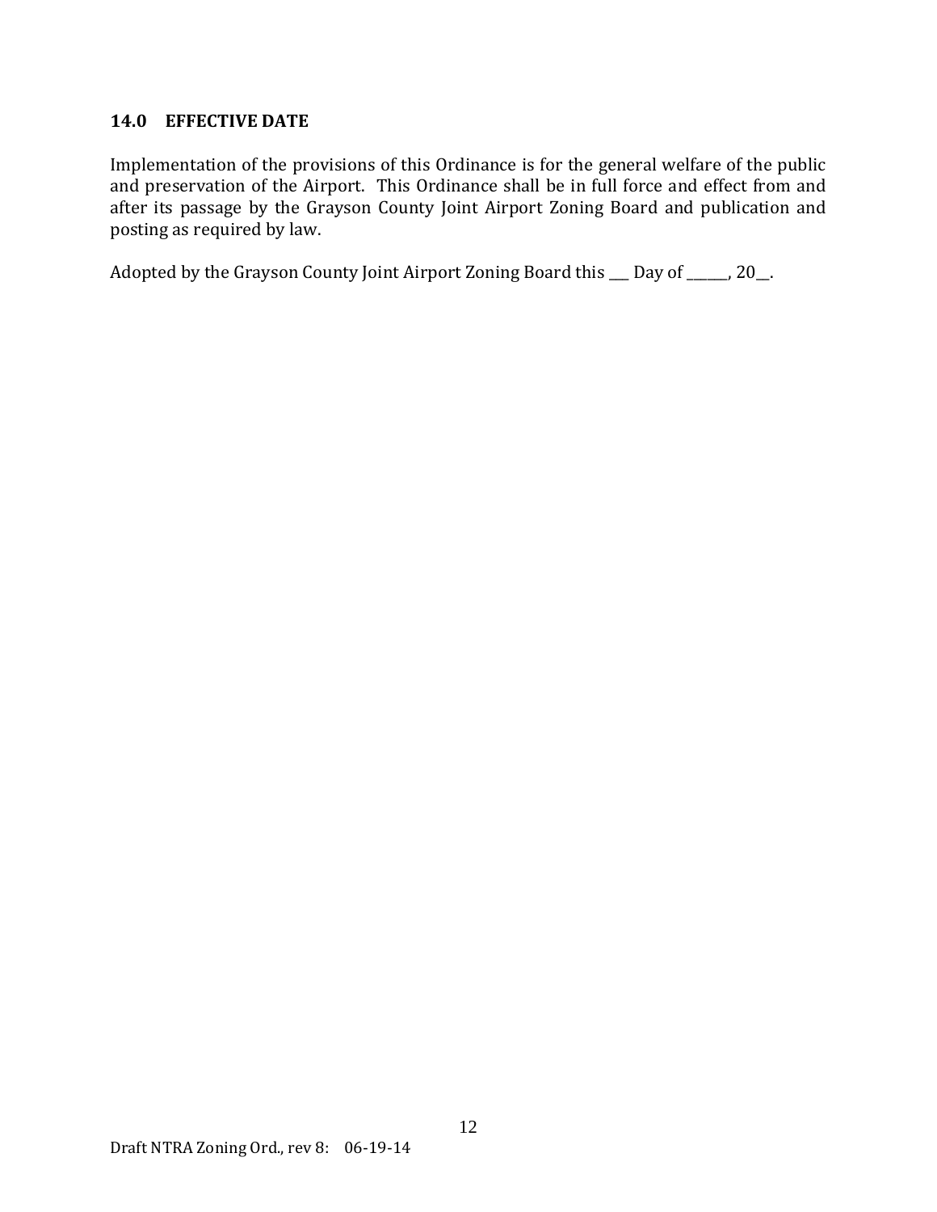## 14.0 EFFECTIVE DATE

Implementation of the provisions of this Ordinance is for the general welfare of the public and preservation of the Airport. This Ordinance shall be in full force and effect from and after its passage by the Grayson County Joint Airport Zoning Board and publication and posting as required by law.

Adopted by the Grayson County Joint Airport Zoning Board this ___ Day of ______, 20__.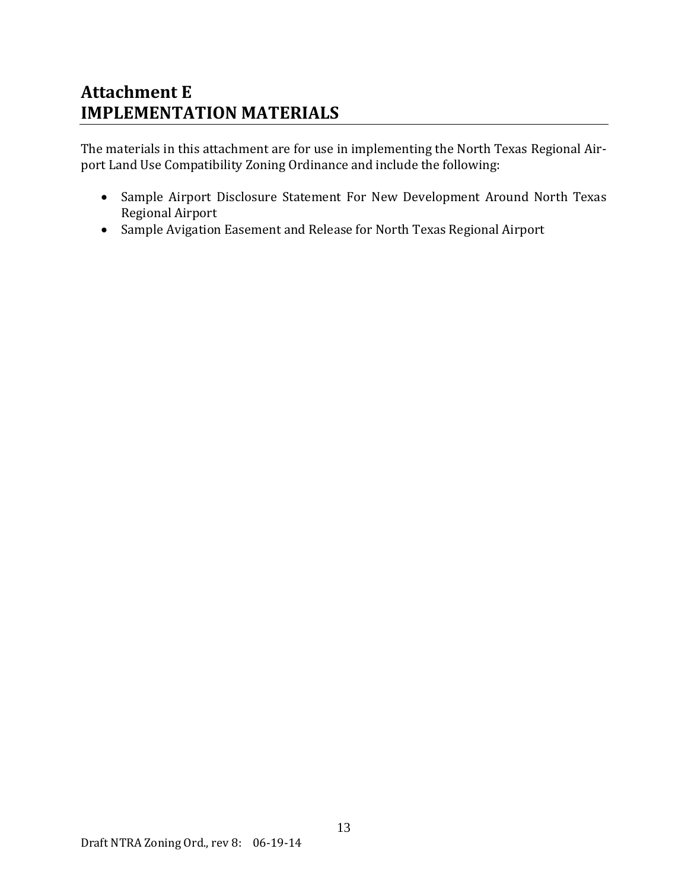# Attachment E
# IMPLEMENTATION MATERIALS

The materials in this attachment are for use in implementing the North Texas Regional Airport Land Use Compatibility Zoning Ordinance and include the following:

- Sample Airport Disclosure Statement For New Development Around North Texas Regional Airport
- Sample Avigation Easement and Release for North Texas Regional Airport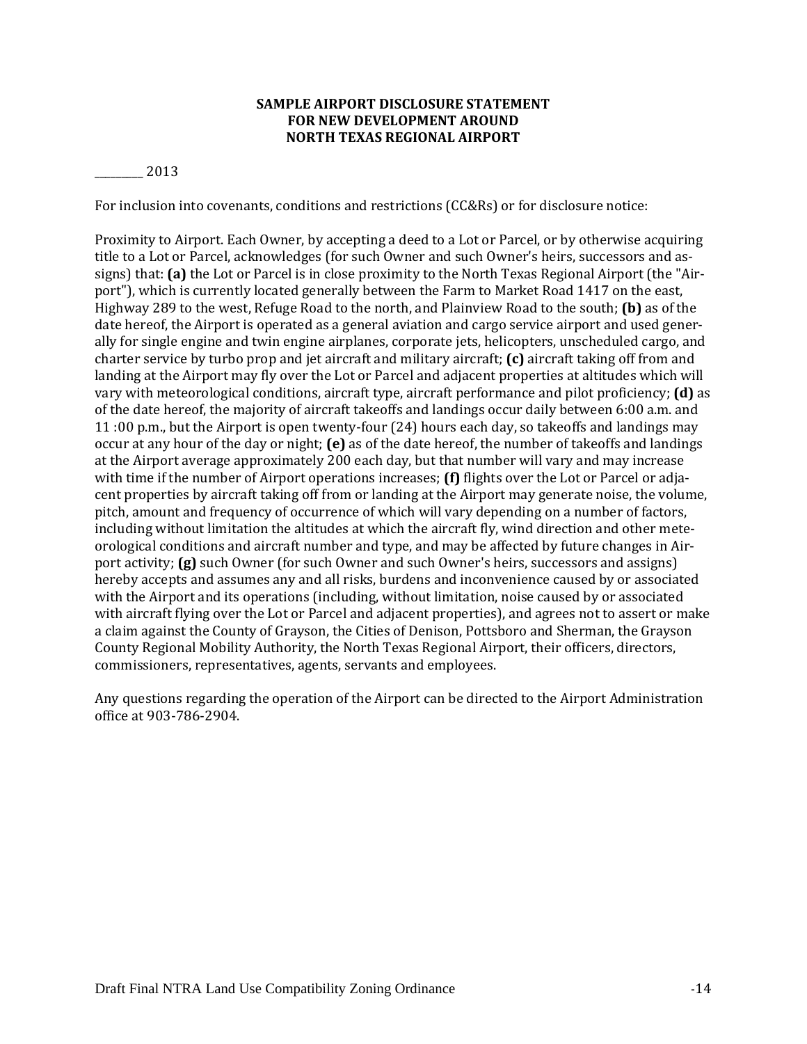**SAMPLE AIRPORT DISCLOSURE STATEMENT**
**FOR NEW DEVELOPMENT AROUND**
**NORTH TEXAS REGIONAL AIRPORT**

_________ 2013

For inclusion into covenants, conditions and restrictions (CC&Rs) or for disclosure notice:

Proximity to Airport. Each Owner, by accepting a deed to a Lot or Parcel, or by otherwise acquiring title to a Lot or Parcel, acknowledges (for such Owner and such Owner's heirs, successors and assigns) that: **(a)** the Lot or Parcel is in close proximity to the North Texas Regional Airport (the "Airport"), which is currently located generally between the Farm to Market Road 1417 on the east, Highway 289 to the west, Refuge Road to the north, and Plainview Road to the south; **(b)** as of the date hereof, the Airport is operated as a general aviation and cargo service airport and used generally for single engine and twin engine airplanes, corporate jets, helicopters, unscheduled cargo, and charter service by turbo prop and jet aircraft and military aircraft; **(c)** aircraft taking off from and landing at the Airport may fly over the Lot or Parcel and adjacent properties at altitudes which will vary with meteorological conditions, aircraft type, aircraft performance and pilot proficiency; **(d)** as of the date hereof, the majority of aircraft takeoffs and landings occur daily between 6:00 a.m. and 11 :00 p.m., but the Airport is open twenty-four (24) hours each day, so takeoffs and landings may occur at any hour of the day or night; **(e)** as of the date hereof, the number of takeoffs and landings at the Airport average approximately 200 each day, but that number will vary and may increase with time if the number of Airport operations increases; **(f)** flights over the Lot or Parcel or adjacent properties by aircraft taking off from or landing at the Airport may generate noise, the volume, pitch, amount and frequency of occurrence of which will vary depending on a number of factors, including without limitation the altitudes at which the aircraft fly, wind direction and other meteorological conditions and aircraft number and type, and may be affected by future changes in Airport activity; **(g)** such Owner (for such Owner and such Owner's heirs, successors and assigns) hereby accepts and assumes any and all risks, burdens and inconvenience caused by or associated with the Airport and its operations (including, without limitation, noise caused by or associated with aircraft flying over the Lot or Parcel and adjacent properties), and agrees not to assert or make a claim against the County of Grayson, the Cities of Denison, Pottsboro and Sherman, the Grayson County Regional Mobility Authority, the North Texas Regional Airport, their officers, directors, commissioners, representatives, agents, servants and employees.

Any questions regarding the operation of the Airport can be directed to the Airport Administration office at 903-786-2904.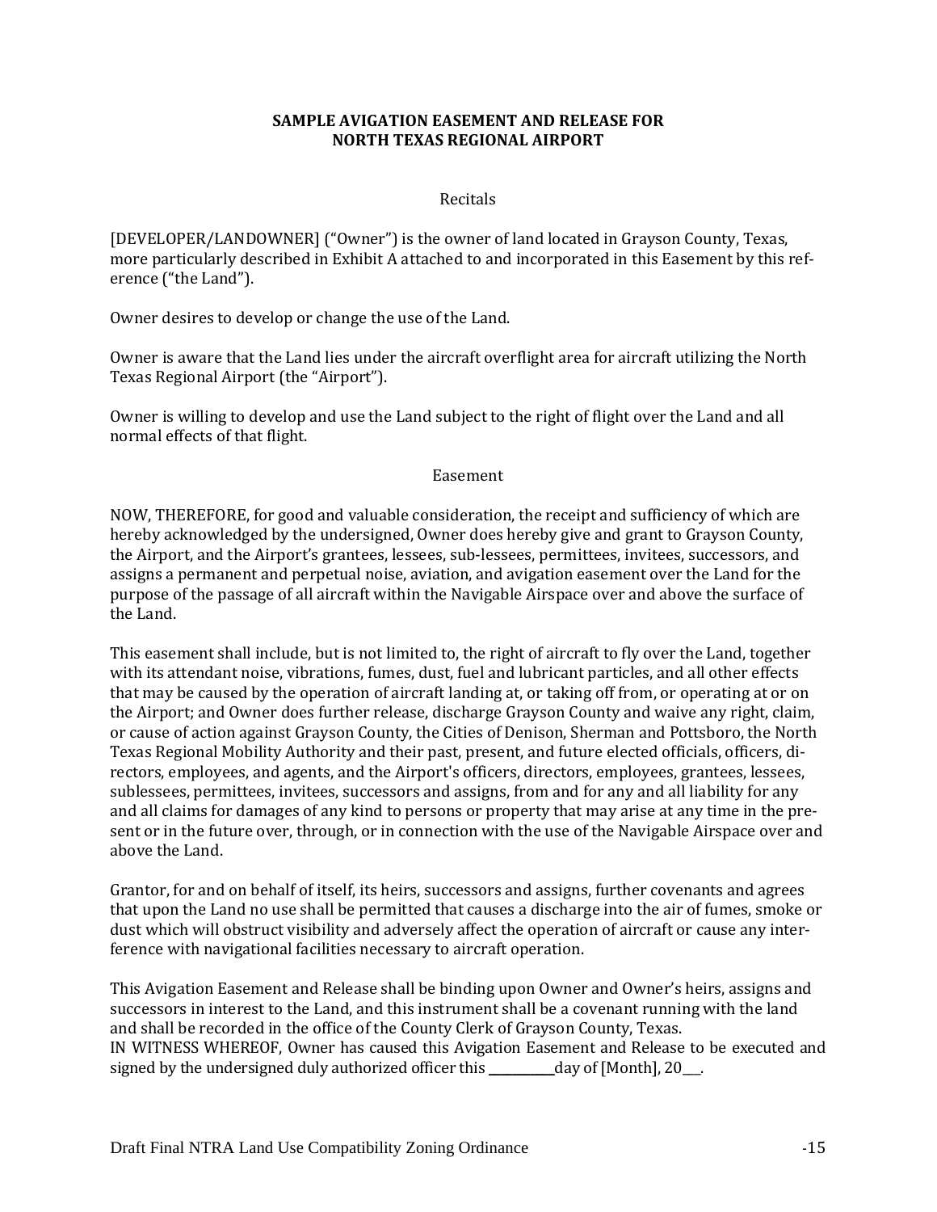**SAMPLE AVIGATION EASEMENT AND RELEASE FOR NORTH TEXAS REGIONAL AIRPORT**

Recitals

[DEVELOPER/LANDOWNER] ("Owner") is the owner of land located in Grayson County, Texas, more particularly described in Exhibit A attached to and incorporated in this Easement by this reference ("the Land").

Owner desires to develop or change the use of the Land.

Owner is aware that the Land lies under the aircraft overflight area for aircraft utilizing the North Texas Regional Airport (the "Airport").

Owner is willing to develop and use the Land subject to the right of flight over the Land and all normal effects of that flight.

Easement

NOW, THEREFORE, for good and valuable consideration, the receipt and sufficiency of which are hereby acknowledged by the undersigned, Owner does hereby give and grant to Grayson County, the Airport, and the Airport's grantees, lessees, sub-lessees, permittees, invitees, successors, and assigns a permanent and perpetual noise, aviation, and avigation easement over the Land for the purpose of the passage of all aircraft within the Navigable Airspace over and above the surface of the Land.

This easement shall include, but is not limited to, the right of aircraft to fly over the Land, together with its attendant noise, vibrations, fumes, dust, fuel and lubricant particles, and all other effects that may be caused by the operation of aircraft landing at, or taking off from, or operating at or on the Airport; and Owner does further release, discharge Grayson County and waive any right, claim, or cause of action against Grayson County, the Cities of Denison, Sherman and Pottsboro, the North Texas Regional Mobility Authority and their past, present, and future elected officials, officers, directors, employees, and agents, and the Airport's officers, directors, employees, grantees, lessees, sublessees, permittees, invitees, successors and assigns, from and for any and all liability for any and all claims for damages of any kind to persons or property that may arise at any time in the present or in the future over, through, or in connection with the use of the Navigable Airspace over and above the Land.

Grantor, for and on behalf of itself, its heirs, successors and assigns, further covenants and agrees that upon the Land no use shall be permitted that causes a discharge into the air of fumes, smoke or dust which will obstruct visibility and adversely affect the operation of aircraft or cause any interference with navigational facilities necessary to aircraft operation.

This Avigation Easement and Release shall be binding upon Owner and Owner's heirs, assigns and successors in interest to the Land, and this instrument shall be a covenant running with the land and shall be recorded in the office of the County Clerk of Grayson County, Texas.
IN WITNESS WHEREOF, Owner has caused this Avigation Easement and Release to be executed and signed by the undersigned duly authorized officer this __________day of [Month], 20___.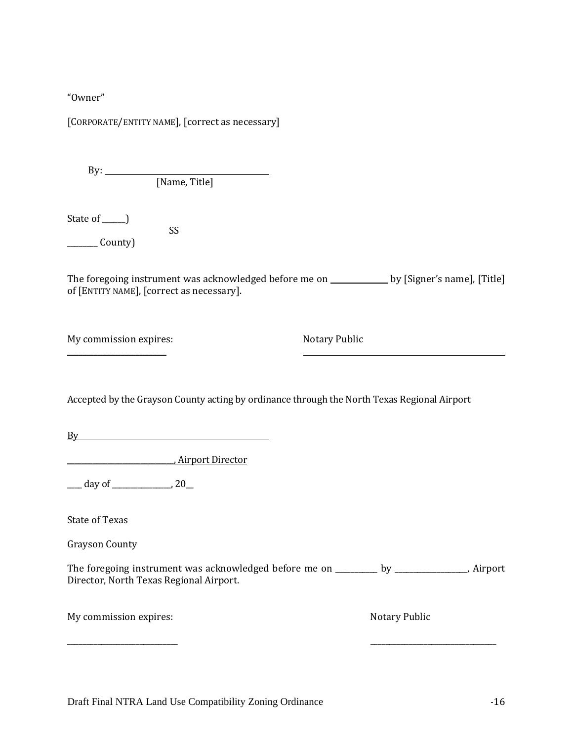"Owner"

[CORPORATE/ENTITY NAME], [correct as necessary]

By: ________________________________________
[Name, Title]

State of ______)
SS
________ County)

The foregoing instrument was acknowledged before me on ______________ by [Signer's name], [Title] of [ENTITY NAME], [correct as necessary].

My commission expires: Notary Public

________________________ ________________________________________________

Accepted by the Grayson County acting by ordinance through the North Texas Regional Airport

By ________________________________________________

____________________________, Airport Director

____ day of _______________, 20__

State of Texas

Grayson County

The foregoing instrument was acknowledged before me on ___________ by __________________, Airport Director, North Texas Regional Airport.

My commission expires: Notary Public

____________________________ ________________________________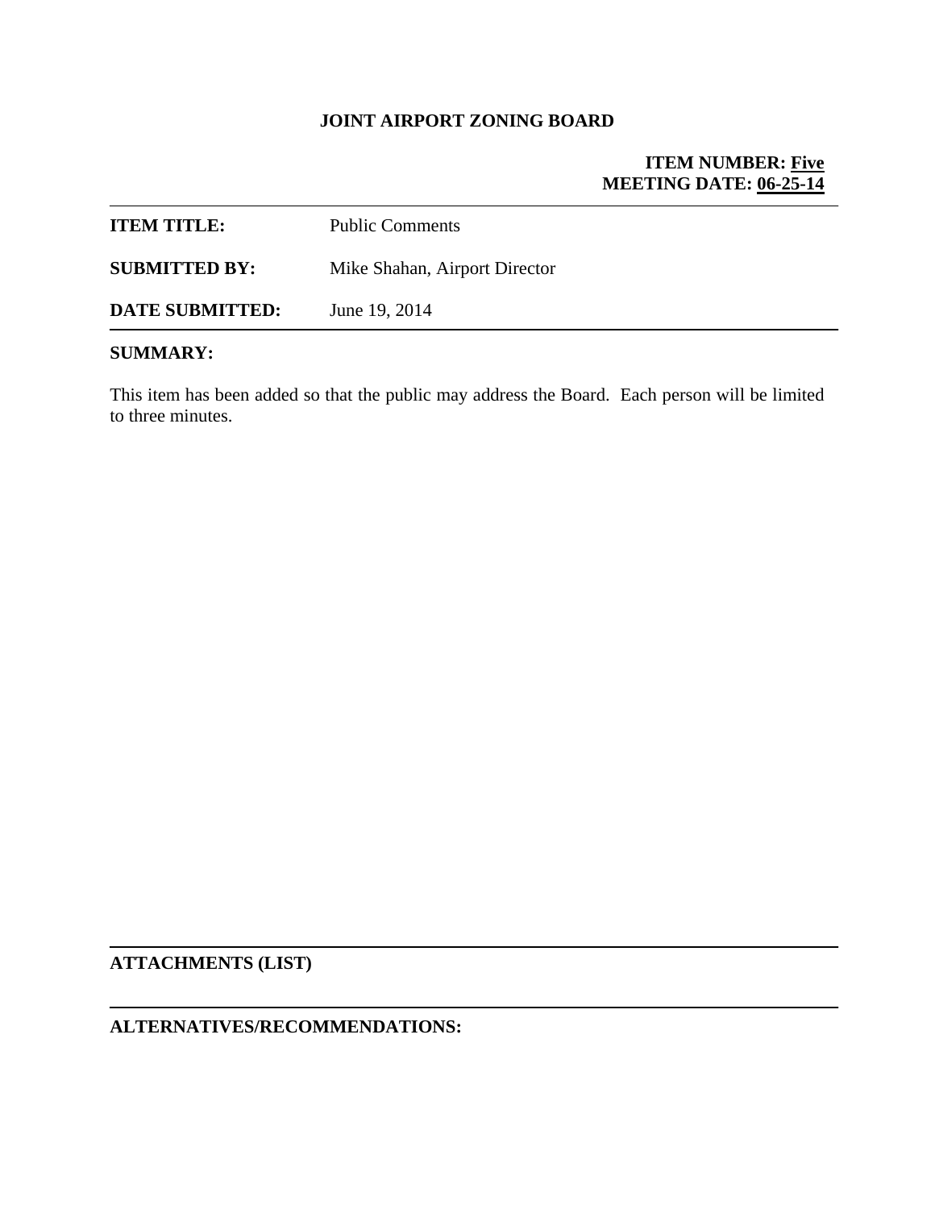**JOINT AIRPORT ZONING BOARD**

**ITEM NUMBER: Five**
**MEETING DATE: 06-25-14**

---

| | |
|---|---|
| **ITEM TITLE:** | Public Comments |
| **SUBMITTED BY:** | Mike Shahan, Airport Director |
| **DATE SUBMITTED:** | June 19, 2014 |

**SUMMARY:**

This item has been added so that the public may address the Board. Each person will be limited to three minutes.

---

**ATTACHMENTS (LIST)**

---

**ALTERNATIVES/RECOMMENDATIONS:**